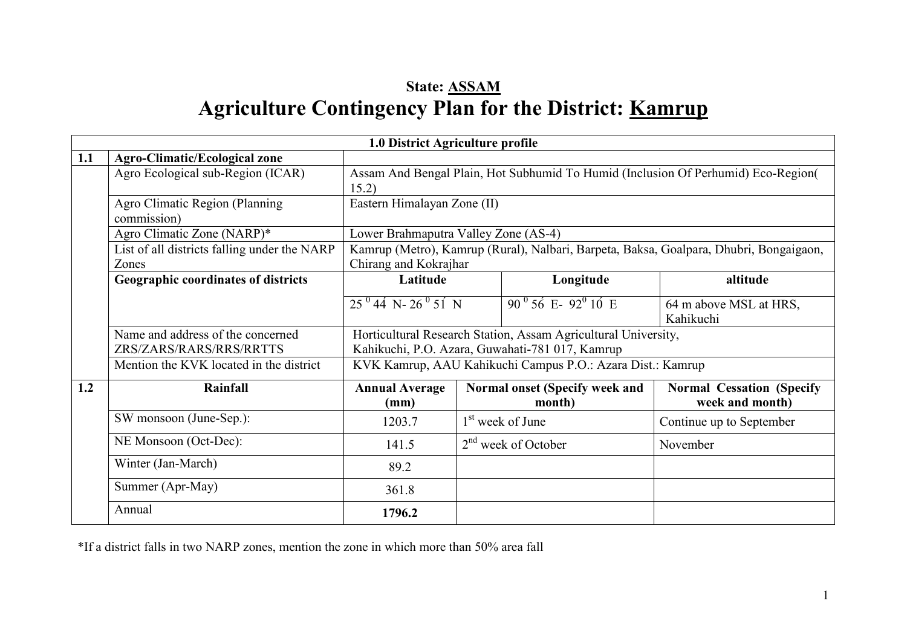**State: <u>ASSAM</u>**

# Agriculture Contingency Plan for the District: <u>Kamrup</u>

| 1.0 District Agriculture profile | | | | | |
|---|---|---|---|---|---|
| **1.1** | **Agro-Climatic/Ecological zone** | | | | |
| | Agro Ecological sub-Region (ICAR) | Assam And Bengal Plain, Hot Subhumid To Humid (Inclusion Of Perhumid) Eco-Region( 15.2) | | | |
| | Agro Climatic Region (Planning commission) | Eastern Himalayan Zone (II) | | | |
| | Agro Climatic Zone (NARP)* | Lower Brahmaputra Valley Zone (AS-4) | | | |
| | List of all districts falling under the NARP Zones | Kamrup (Metro), Kamrup (Rural), Nalbari, Barpeta, Baksa, Goalpara, Dhubri, Bongaigaon, Chirang and Kokrajhar | | | |
| | **Geographic coordinates of districts** | **Latitude** | | **Longitude** | **altitude** |
| | | $25^0 44'$ N- $26^0 51'$ N | | $90^0 56'$ E- $92^0 10'$ E | 64 m above MSL at HRS, Kahikuchi |
| | Name and address of the concerned ZRS/ZARS/RARS/RRS/RRTTS | Horticultural Research Station, Assam Agricultural University, Kahikuchi, P.O. Azara, Guwahati-781 017, Kamrup | | | |
| | Mention the KVK located in the district | KVK Kamrup, AAU Kahikuchi Campus P.O.: Azara Dist.: Kamrup | | | |
| **1.2** | **Rainfall** | **Annual Average (mm)** | **Normal onset (Specify week and month)** | | **Normal Cessation (Specify week and month)** |
| | SW monsoon (June-Sep.): | 1203.7 | 1st week of June | | Continue up to September |
| | NE Monsoon (Oct-Dec): | 141.5 | 2nd week of October | | November |
| | Winter (Jan-March) | 89.2 | | | |
| | Summer (Apr-May) | 361.8 | | | |
| | Annual | **1796.2** | | | |

*If a district falls in two NARP zones, mention the zone in which more than 50% area fall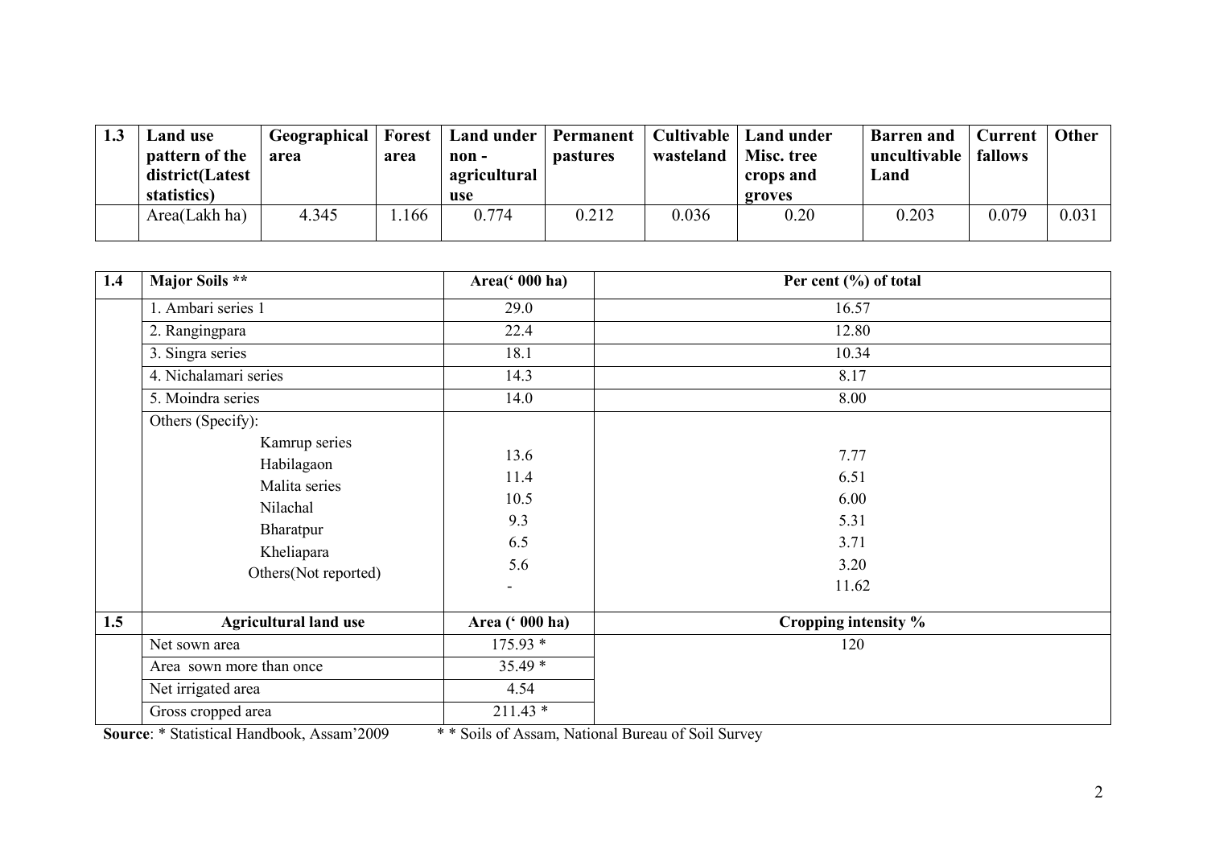| 1.3 | Land use pattern of the district(Latest statistics) | Geographical area | Forest area | Land under non - agricultural use | Permanent pastures | Cultivable wasteland | Land under Misc. tree crops and groves | Barren and uncultivable Land | Current fallows | Other |
|---|---|---|---|---|---|---|---|---|---|---|
| | Area(Lakh ha) | 4.345 | 1.166 | 0.774 | 0.212 | 0.036 | 0.20 | 0.203 | 0.079 | 0.031 |

| 1.4 | Major Soils ** | Area(' 000 ha) | Per cent (%) of total |
|---|---|---|---|
| | 1. Ambari series 1 | 29.0 | 16.57 |
| | 2. Rangingpara | 22.4 | 12.80 |
| | 3. Singra series | 18.1 | 10.34 |
| | 4. Nichalamari series | 14.3 | 8.17 |
| | 5. Moindra series | 14.0 | 8.00 |
| | Others (Specify): | | |
| | Kamrup series | 13.6 | 7.77 |
| | Habilagaon | 11.4 | 6.51 |
| | Malita series | 10.5 | 6.00 |
| | Nilachal | 9.3 | 5.31 |
| | Bharatpur | 6.5 | 3.71 |
| | Kheliapara | 5.6 | 3.20 |
| | Others(Not reported) | - | 11.62 |
| **1.5** | **Agricultural land use** | **Area (' 000 ha)** | **Cropping intensity %** |
| | Net sown area | 175.93 * | 120 |
| | Area sown more than once | 35.49 * | |
| | Net irrigated area | 4.54 | |
| | Gross cropped area | 211.43 * | |

**Source**: * Statistical Handbook, Assam'2009 ** Soils of Assam, National Bureau of Soil Survey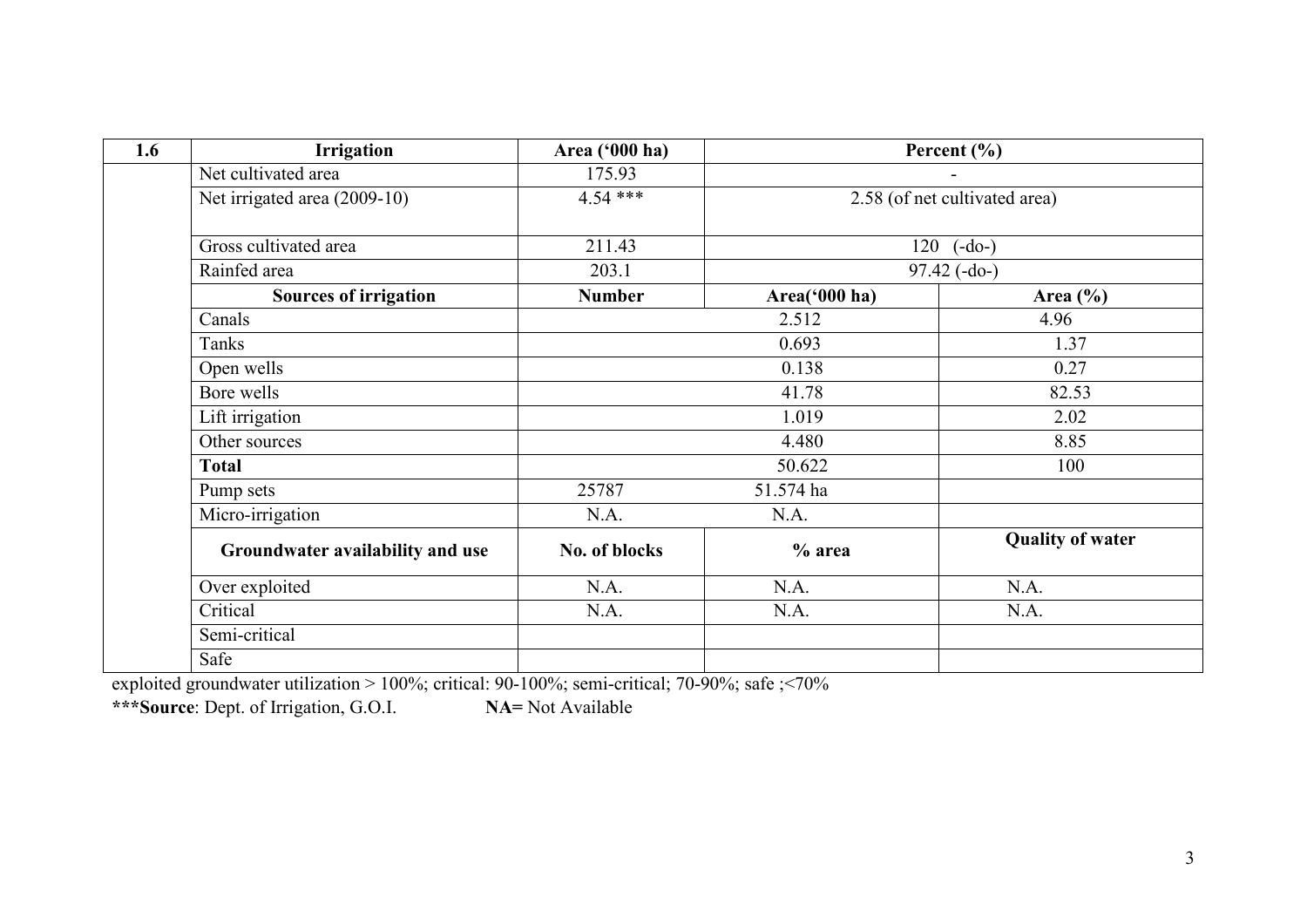| 1.6 | Irrigation | Area ('000 ha) | Percent (%) | |
|---|---|---|---|---|
| | Net cultivated area | 175.93 | - | |
| | Net irrigated area (2009-10) | 4.54 *** | 2.58 (of net cultivated area) | |
| | Gross cultivated area | 211.43 | 120 (-do-) | |
| | Rainfed area | 203.1 | 97.42 (-do-) | |
| | **Sources of irrigation** | **Number** | **Area('000 ha)** | **Area (%)** |
| | Canals | | 2.512 | 4.96 |
| | Tanks | | 0.693 | 1.37 |
| | Open wells | | 0.138 | 0.27 |
| | Bore wells | | 41.78 | 82.53 |
| | Lift irrigation | | 1.019 | 2.02 |
| | Other sources | | 4.480 | 8.85 |
| | **Total** | | 50.622 | 100 |
| | Pump sets | 25787 | 51.574 ha | |
| | Micro-irrigation | N.A. | N.A. | |
| | **Groundwater availability and use** | **No. of blocks** | **% area** | **Quality of water** |
| | Over exploited | N.A. | N.A. | N.A. |
| | Critical | N.A. | N.A. | N.A. |
| | Semi-critical | | | |
| | Safe | | | |

exploited groundwater utilization > 100%; critical: 90-100%; semi-critical; 70-90%; safe ;<70%

*****Source**: Dept. of Irrigation, G.O.I. **NA=** Not Available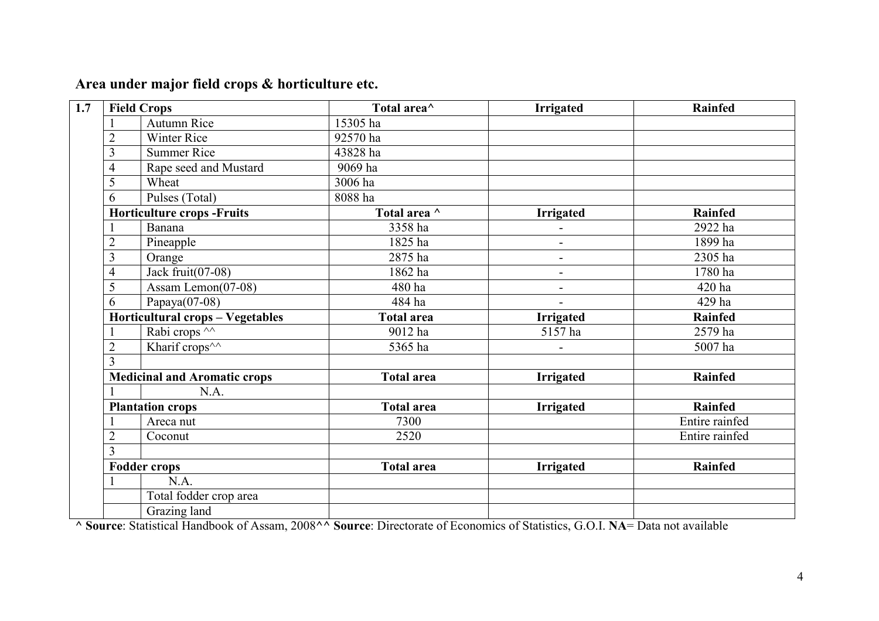## Area under major field crops & horticulture etc.

| 1.7 | Field Crops | | Total area^ | Irrigated | Rainfed |
|---|---|---|---|---|---|
| | 1 | Autumn Rice | 15305 ha | | |
| | 2 | Winter Rice | 92570 ha | | |
| | 3 | Summer Rice | 43828 ha | | |
| | 4 | Rape seed and Mustard | 9069 ha | | |
| | 5 | Wheat | 3006 ha | | |
| | 6 | Pulses (Total) | 8088 ha | | |
| | **Horticulture crops -Fruits** | | **Total area ^** | **Irrigated** | **Rainfed** |
| | 1 | Banana | 3358 ha | - | 2922 ha |
| | 2 | Pineapple | 1825 ha | - | 1899 ha |
| | 3 | Orange | 2875 ha | - | 2305 ha |
| | 4 | Jack fruit(07-08) | 1862 ha | - | 1780 ha |
| | 5 | Assam Lemon(07-08) | 480 ha | - | 420 ha |
| | 6 | Papaya(07-08) | 484 ha | - | 429 ha |
| | **Horticultural crops – Vegetables** | | **Total area** | **Irrigated** | **Rainfed** |
| | 1 | Rabi crops ^^ | 9012 ha | 5157 ha | 2579 ha |
| | 2 | Kharif crops^^ | 5365 ha | - | 5007 ha |
| | 3 | | | | |
| | **Medicinal and Aromatic crops** | | **Total area** | **Irrigated** | **Rainfed** |
| | 1 | N.A. | | | |
| | **Plantation crops** | | **Total area** | **Irrigated** | **Rainfed** |
| | 1 | Areca nut | 7300 | | Entire rainfed |
| | 2 | Coconut | 2520 | | Entire rainfed |
| | 3 | | | | |
| | **Fodder crops** | | **Total area** | **Irrigated** | **Rainfed** |
| | 1 | N.A. | | | |
| | | Total fodder crop area | | | |
| | | Grazing land | | | |

**^ Source**: Statistical Handbook of Assam, 2008**^^ Source**: Directorate of Economics of Statistics, G.O.I. **NA**= Data not available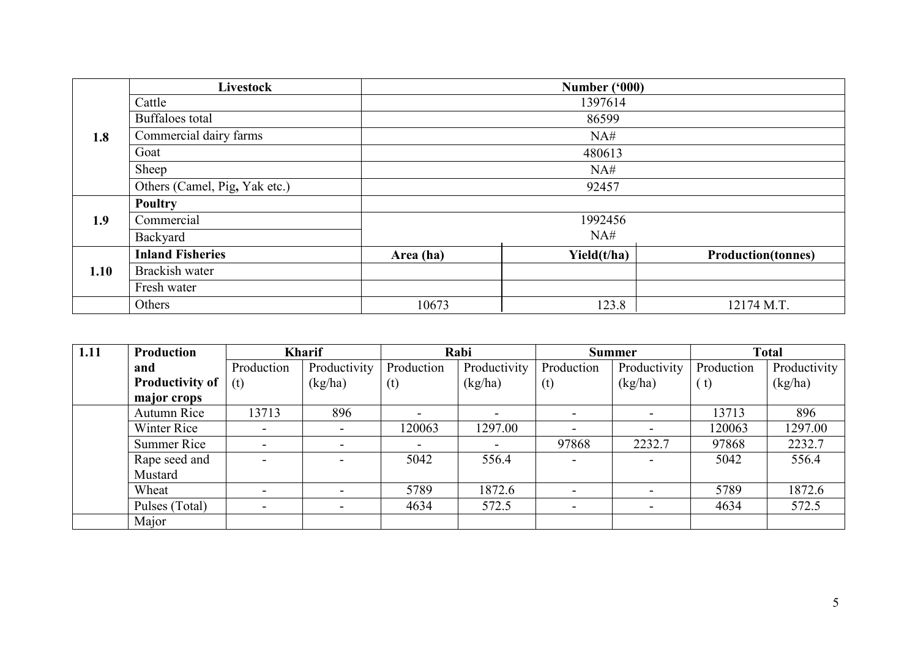| | Livestock | Number ('000) | | |
|---|---|---|---|---|
| 1.8 | Cattle | 1397614 | | |
| | Buffaloes total | 86599 | | |
| | Commercial dairy farms | NA# | | |
| | Goat | 480613 | | |
| | Sheep | NA# | | |
| | Others (Camel, Pig, Yak etc.) | 92457 | | |
| 1.9 | **Poultry** | | | |
| | Commercial | 1992456 | | |
| | Backyard | NA# | | |
| 1.10 | **Inland Fisheries** | **Area (ha)** | **Yield(t/ha)** | **Production(tonnes)** |
| | Brackish water | | | |
| | Fresh water | | | |
| | Others | 10673 | 123.8 | 12174 M.T. |

| 1.11 | Production and Productivity of major crops | Kharif | | Rabi | | Summer | | Total | |
|---|---|---|---|---|---|---|---|---|---|
| | | Production (t) | Productivity (kg/ha) | Production (t) | Productivity (kg/ha) | Production (t) | Productivity (kg/ha) | Production ( t) | Productivity (kg/ha) |
| | Autumn Rice | 13713 | 896 | - | - | - | - | 13713 | 896 |
| | Winter Rice | - | - | 120063 | 1297.00 | - | - | 120063 | 1297.00 |
| | Summer Rice | - | - | - | - | 97868 | 2232.7 | 97868 | 2232.7 |
| | Rape seed and Mustard | - | - | 5042 | 556.4 | - | - | 5042 | 556.4 |
| | Wheat | - | - | 5789 | 1872.6 | - | - | 5789 | 1872.6 |
| | Pulses (Total) | - | - | 4634 | 572.5 | - | - | 4634 | 572.5 |
| | Major | | | | | | | | |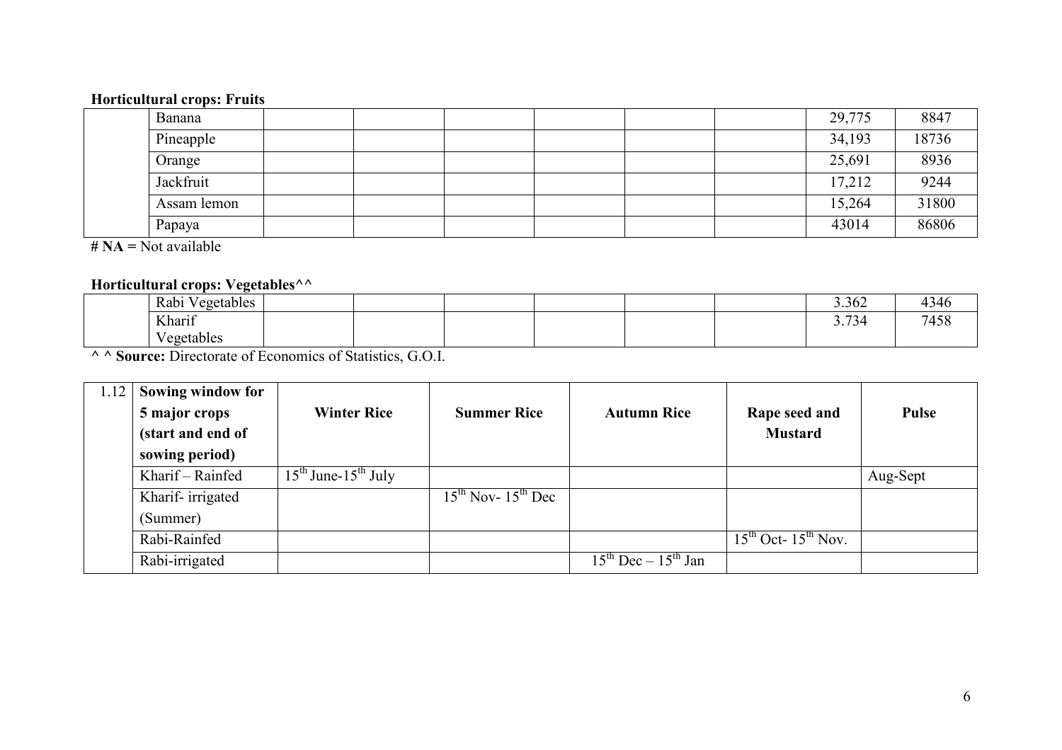**Horticultural crops: Fruits**

| | | | | | | | | | |
|---|---|---|---|---|---|---|---|---|---|
| | Banana | | | | | | | 29,775 | 8847 |
| | Pineapple | | | | | | | 34,193 | 18736 |
| | Orange | | | | | | | 25,691 | 8936 |
| | Jackfruit | | | | | | | 17,212 | 9244 |
| | Assam lemon | | | | | | | 15,264 | 31800 |
| | Papaya | | | | | | | 43014 | 86806 |

**# NA =** Not available

**Horticultural crops: Vegetables^^**

| | | | | | | | | | |
|---|---|---|---|---|---|---|---|---|---|
| | Rabi Vegetables | | | | | | | 3.362 | 4346 |
| | Kharif Vegetables | | | | | | | 3.734 | 7458 |

**^ ^ Source:** Directorate of Economics of Statistics, G.O.I.

| 1.12 | Sowing window for 5 major crops (start and end of sowing period) | Winter Rice | Summer Rice | Autumn Rice | Rape seed and Mustard | Pulse |
|---|---|---|---|---|---|---|
| | Kharif – Rainfed | 15th June-15th July | | | | Aug-Sept |
| | Kharif- irrigated (Summer) | | 15th Nov- 15th Dec | | | |
| | Rabi-Rainfed | | | | 15th Oct- 15th Nov. | |
| | Rabi-irrigated | | | 15th Dec – 15th Jan | | |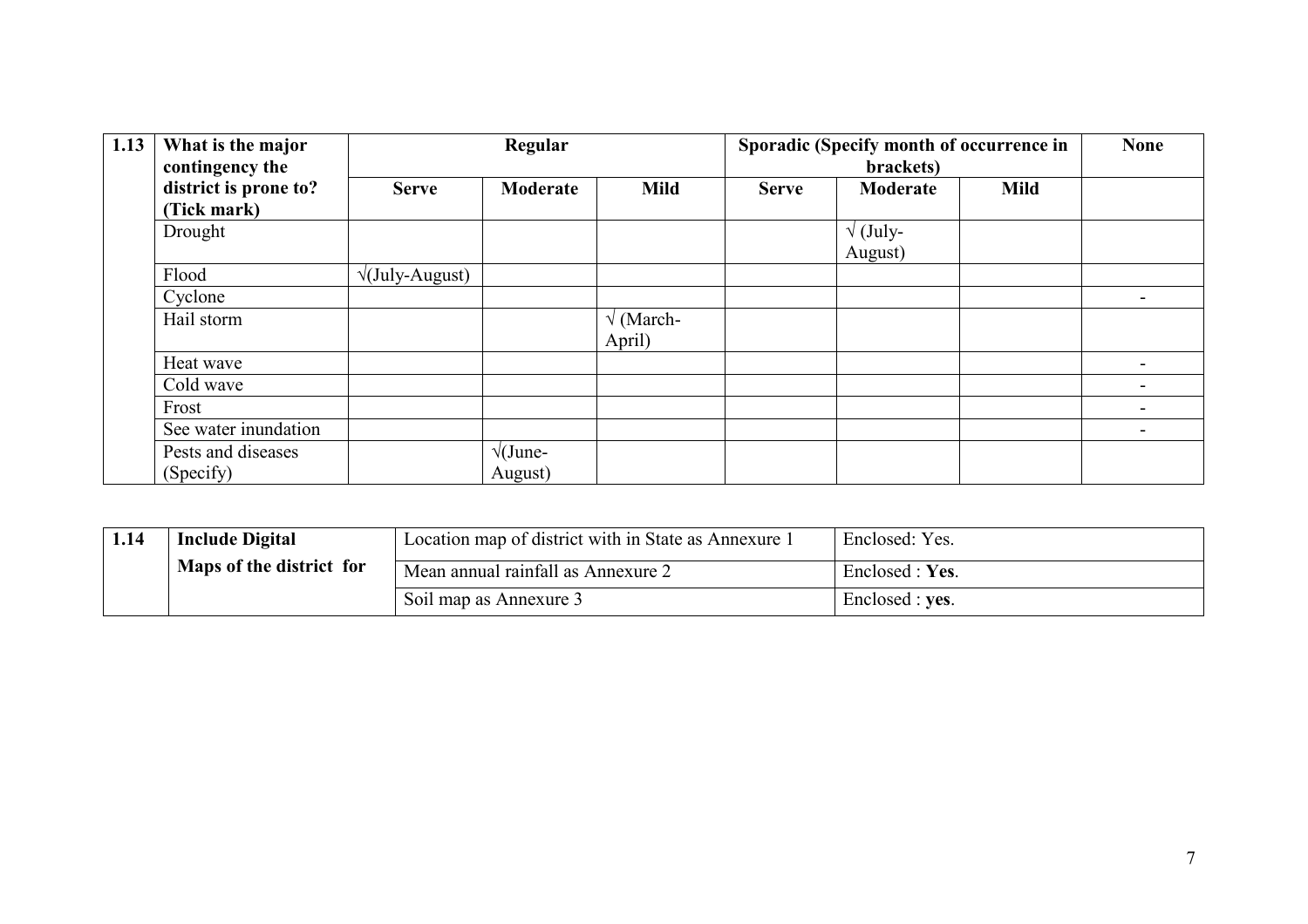| 1.13 | What is the major contingency the district is prone to? (Tick mark) | Regular | | | Sporadic (Specify month of occurrence in brackets) | | | None |
|---|---|---|---|---|---|---|---|---|
| | | Serve | Moderate | Mild | Serve | Moderate | Mild | |
| | Drought | | | | | √ (July-August) | | |
| | Flood | √(July-August) | | | | | | |
| | Cyclone | | | | | | | - |
| | Hail storm | | | √ (March-April) | | | | |
| | Heat wave | | | | | | | - |
| | Cold wave | | | | | | | - |
| | Frost | | | | | | | - |
| | See water inundation | | | | | | | - |
| | Pests and diseases (Specify) | | √(June-August) | | | | | |

| 1.14 | Include Digital Maps of the district for | Location map of district with in State as Annexure 1 | Enclosed: Yes. |
|---|---|---|---|
| | | Mean annual rainfall as Annexure 2 | Enclosed : **Yes**. |
| | | Soil map as Annexure 3 | Enclosed : **yes**. |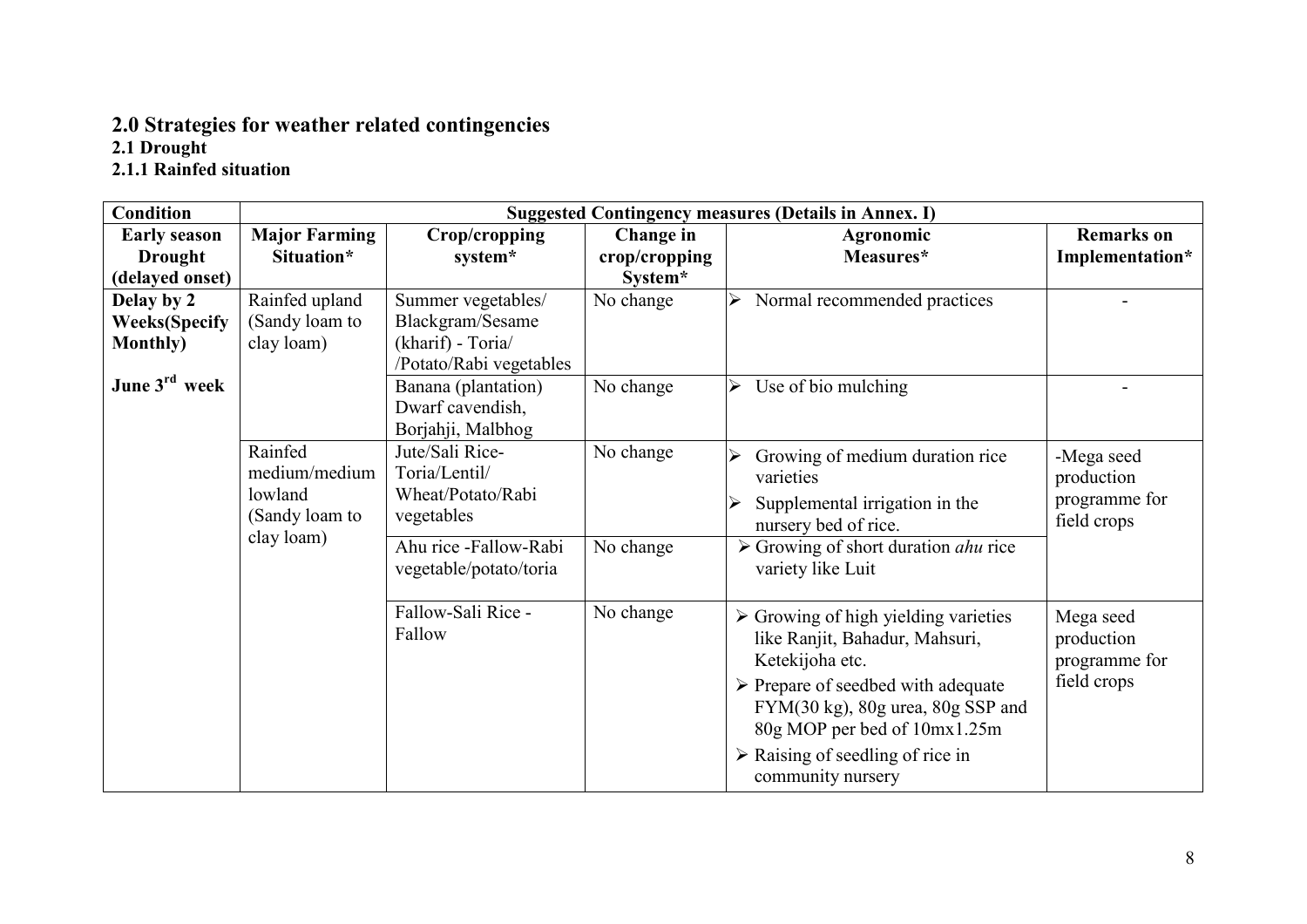## 2.0 Strategies for weather related contingencies

### 2.1 Drought

#### 2.1.1 Rainfed situation

| Condition | Suggested Contingency measures (Details in Annex. I) | | | | |
|---|---|---|---|---|---|
| **Early season Drought (delayed onset)** | **Major Farming Situation*** | **Crop/cropping system*** | **Change in crop/cropping System*** | **Agronomic Measures*** | **Remarks on Implementation*** |
| **Delay by 2 Weeks(Specify Monthly)**<br><br>**June 3rd week** | Rainfed upland (Sandy loam to clay loam) | Summer vegetables/ Blackgram/Sesame (kharif) - Toria/ /Potato/Rabi vegetables | No change | ➢ Normal recommended practices | - |
| | | Banana (plantation) Dwarf cavendish, Borjahji, Malbhog | No change | ➢ Use of bio mulching | - |
| | Rainfed medium/medium lowland (Sandy loam to clay loam) | Jute/Sali Rice-Toria/Lentil/ Wheat/Potato/Rabi vegetables | No change | ➢ Growing of medium duration rice varieties<br>➢ Supplemental irrigation in the nursery bed of rice. | -Mega seed production programme for field crops |
| | | Ahu rice -Fallow-Rabi vegetable/potato/toria | No change | ➢ Growing of short duration *ahu* rice variety like Luit | |
| | | Fallow-Sali Rice - Fallow | No change | ➢ Growing of high yielding varieties like Ranjit, Bahadur, Mahsuri, Ketekijoha etc.<br>➢ Prepare of seedbed with adequate FYM(30 kg), 80g urea, 80g SSP and 80g MOP per bed of 10mx1.25m<br>➢ Raising of seedling of rice in community nursery | Mega seed production programme for field crops |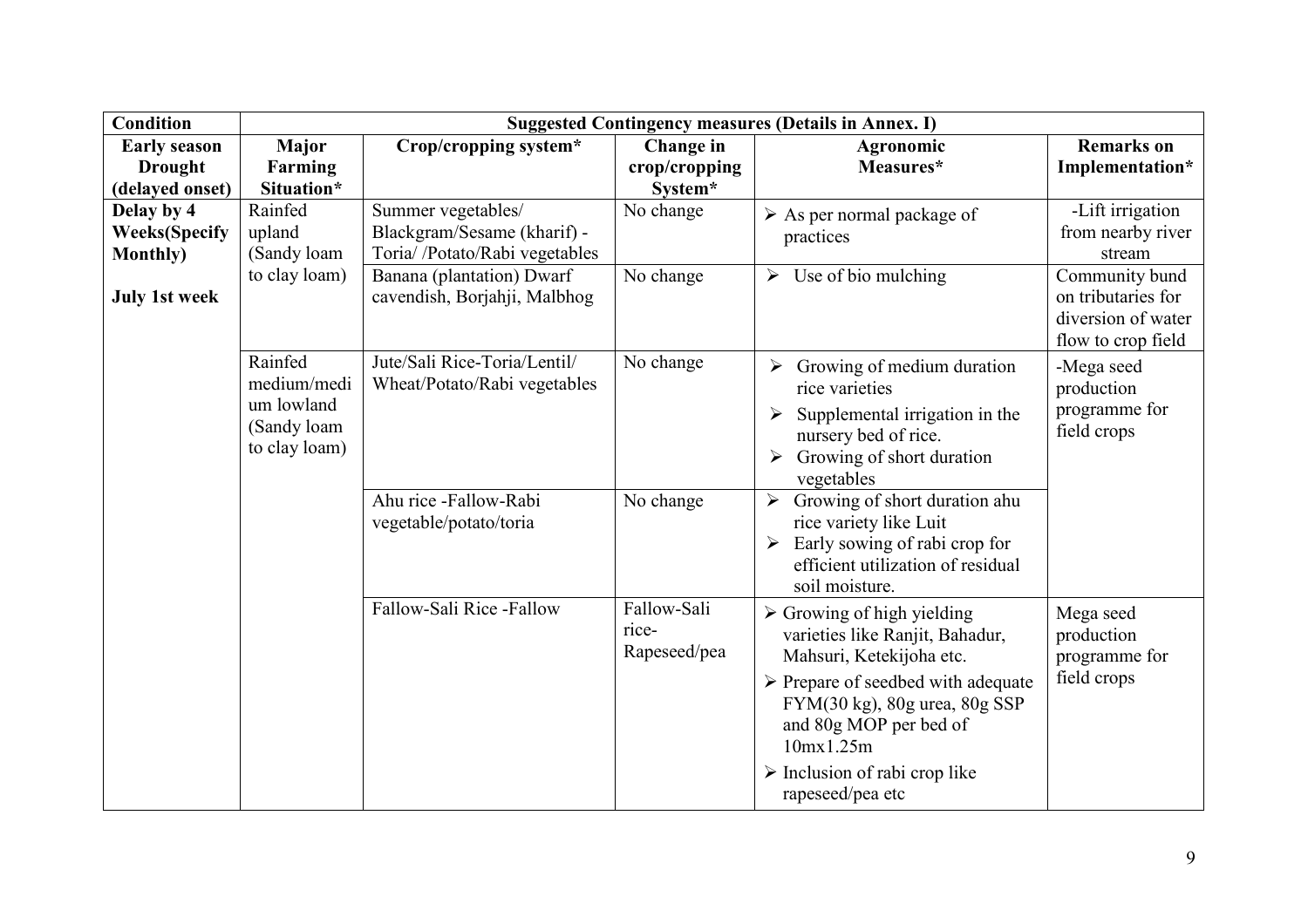| Condition | Suggested Contingency measures (Details in Annex. I) | | | | |
|---|---|---|---|---|---|
| **Early season Drought (delayed onset)** | **Major Farming Situation*** | **Crop/cropping system*** | **Change in crop/cropping System*** | **Agronomic Measures*** | **Remarks on Implementation*** |
| **Delay by 4 Weeks(Specify Monthly)**<br><br>**July 1st week** | Rainfed upland (Sandy loam to clay loam) | Summer vegetables/ Blackgram/Sesame (kharif) - Toria/ /Potato/Rabi vegetables | No change | ➢ As per normal package of practices | -Lift irrigation from nearby river stream |
| | | Banana (plantation) Dwarf cavendish, Borjahji, Malbhog | No change | ➢ Use of bio mulching | Community bund on tributaries for diversion of water flow to crop field |
| | Rainfed medium/medium lowland (Sandy loam to clay loam) | Jute/Sali Rice-Toria/Lentil/ Wheat/Potato/Rabi vegetables | No change | ➢ Growing of medium duration rice varieties<br>➢ Supplemental irrigation in the nursery bed of rice.<br>➢ Growing of short duration vegetables | -Mega seed production programme for field crops |
| | | Ahu rice -Fallow-Rabi vegetable/potato/toria | No change | ➢ Growing of short duration ahu rice variety like Luit<br>➢ Early sowing of rabi crop for efficient utilization of residual soil moisture. | |
| | | Fallow-Sali Rice -Fallow | Fallow-Sali rice-Rapeseed/pea | ➢ Growing of high yielding varieties like Ranjit, Bahadur, Mahsuri, Ketekijoha etc.<br>➢ Prepare of seedbed with adequate FYM(30 kg), 80g urea, 80g SSP and 80g MOP per bed of 10mx1.25m<br>➢ Inclusion of rabi crop like rapeseed/pea etc | Mega seed production programme for field crops |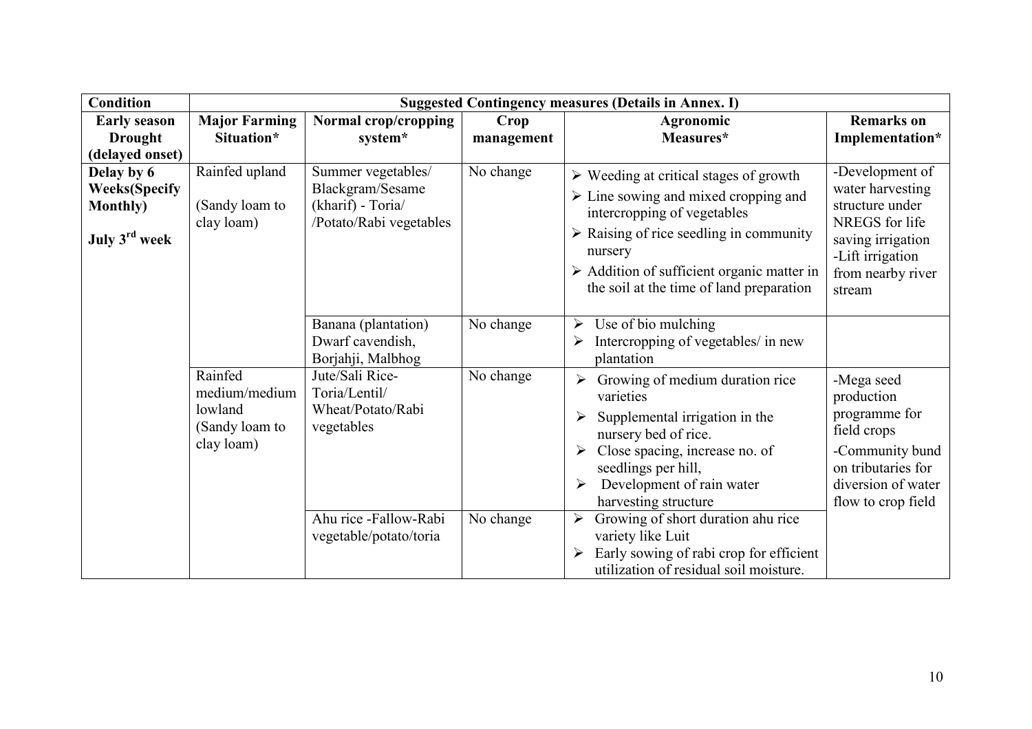| Condition | Suggested Contingency measures (Details in Annex. I) | | | | |
|---|---|---|---|---|---|
| **Early season Drought (delayed onset)** | **Major Farming Situation*** | **Normal crop/cropping system*** | **Crop management** | **Agronomic Measures*** | **Remarks on Implementation*** |
| **Delay by 6 Weeks(Specify Monthly)**<br><br>**July 3rd week** | Rainfed upland<br><br>(Sandy loam to clay loam) | Summer vegetables/ Blackgram/Sesame (kharif) - Toria/ /Potato/Rabi vegetables | No change | ➢ Weeding at critical stages of growth<br>➢ Line sowing and mixed cropping and intercropping of vegetables<br>➢ Raising of rice seedling in community nursery<br>➢ Addition of sufficient organic matter in the soil at the time of land preparation | -Development of water harvesting structure under NREGS for life saving irrigation<br>-Lift irrigation from nearby river stream |
| | | Banana (plantation) Dwarf cavendish, Borjahji, Malbhog | No change | ➢ Use of bio mulching<br>➢ Intercropping of vegetables/ in new plantation | |
| | Rainfed medium/medium lowland<br>(Sandy loam to clay loam) | Jute/Sali Rice-Toria/Lentil/ Wheat/Potato/Rabi vegetables | No change | ➢ Growing of medium duration rice varieties<br>➢ Supplemental irrigation in the nursery bed of rice.<br>➢ Close spacing, increase no. of seedlings per hill,<br>➢ Development of rain water harvesting structure | -Mega seed production programme for field crops<br>-Community bund on tributaries for diversion of water flow to crop field |
| | | Ahu rice -Fallow-Rabi vegetable/potato/toria | No change | ➢ Growing of short duration ahu rice variety like Luit<br>➢ Early sowing of rabi crop for efficient utilization of residual soil moisture. | |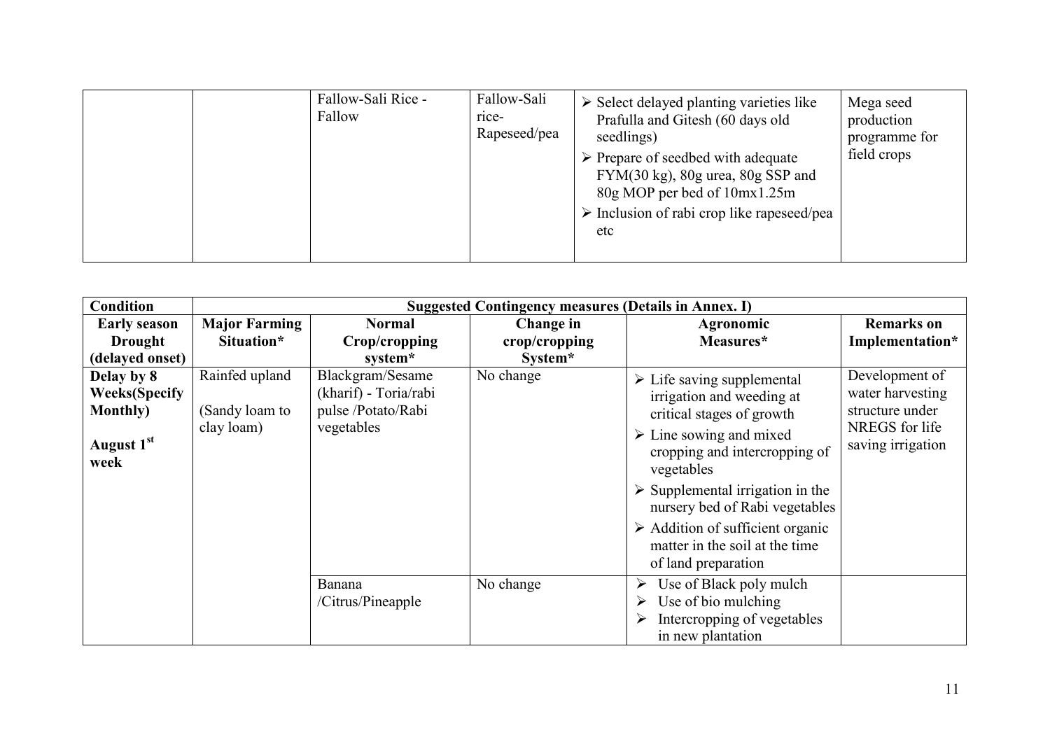| | | | | | |
|---|---|---|---|---|---|
| | | Fallow-Sali Rice - Fallow | Fallow-Sali rice-Rapeseed/pea | ➢ Select delayed planting varieties like Prafulla and Gitesh (60 days old seedlings)<br>➢ Prepare of seedbed with adequate FYM(30 kg), 80g urea, 80g SSP and 80g MOP per bed of 10mx1.25m<br>➢ Inclusion of rabi crop like rapeseed/pea etc | Mega seed production programme for field crops |

| Condition | Suggested Contingency measures (Details in Annex. I) | | | | |
|---|---|---|---|---|---|
| **Early season Drought (delayed onset)** | **Major Farming Situation*** | **Normal Crop/cropping system*** | **Change in crop/cropping System*** | **Agronomic Measures*** | **Remarks on Implementation*** |
| **Delay by 8 Weeks(Specify Monthly)**<br><br>**August 1st week** | Rainfed upland<br><br>(Sandy loam to clay loam) | Blackgram/Sesame (kharif) - Toria/rabi pulse /Potato/Rabi vegetables | No change | ➢ Life saving supplemental irrigation and weeding at critical stages of growth<br>➢ Line sowing and mixed cropping and intercropping of vegetables<br>➢ Supplemental irrigation in the nursery bed of Rabi vegetables<br>➢ Addition of sufficient organic matter in the soil at the time of land preparation | Development of water harvesting structure under NREGS for life saving irrigation |
| | | Banana /Citrus/Pineapple | No change | ➢ Use of Black poly mulch<br>➢ Use of bio mulching<br>➢ Intercropping of vegetables in new plantation | |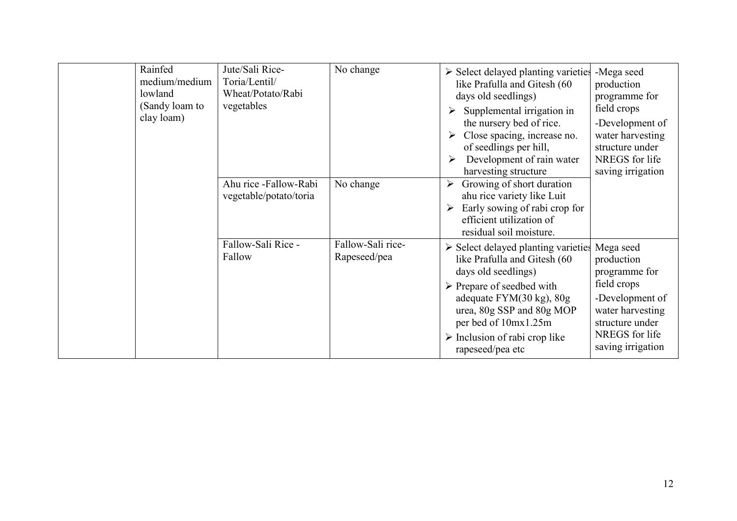| | | | | | |
|---|---|---|---|---|---|
| | Rainfed medium/medium lowland (Sandy loam to clay loam) | Jute/Sali Rice-Toria/Lentil/ Wheat/Potato/Rabi vegetables | No change | ➢ Select delayed planting varieties like Prafulla and Gitesh (60 days old seedlings)<br>➢ Supplemental irrigation in the nursery bed of rice.<br>➢ Close spacing, increase no. of seedlings per hill,<br>➢ Development of rain water harvesting structure | -Mega seed production programme for field crops<br>-Development of water harvesting structure under NREGS for life saving irrigation |
| | | Ahu rice -Fallow-Rabi vegetable/potato/toria | No change | ➢ Growing of short duration ahu rice variety like Luit<br>➢ Early sowing of rabi crop for efficient utilization of residual soil moisture. | |
| | | Fallow-Sali Rice - Fallow | Fallow-Sali rice-Rapeseed/pea | ➢ Select delayed planting varieties like Prafulla and Gitesh (60 days old seedlings)<br>➢ Prepare of seedbed with adequate FYM(30 kg), 80g urea, 80g SSP and 80g MOP per bed of 10mx1.25m<br>➢ Inclusion of rabi crop like rapeseed/pea etc | Mega seed production programme for field crops<br>-Development of water harvesting structure under NREGS for life saving irrigation |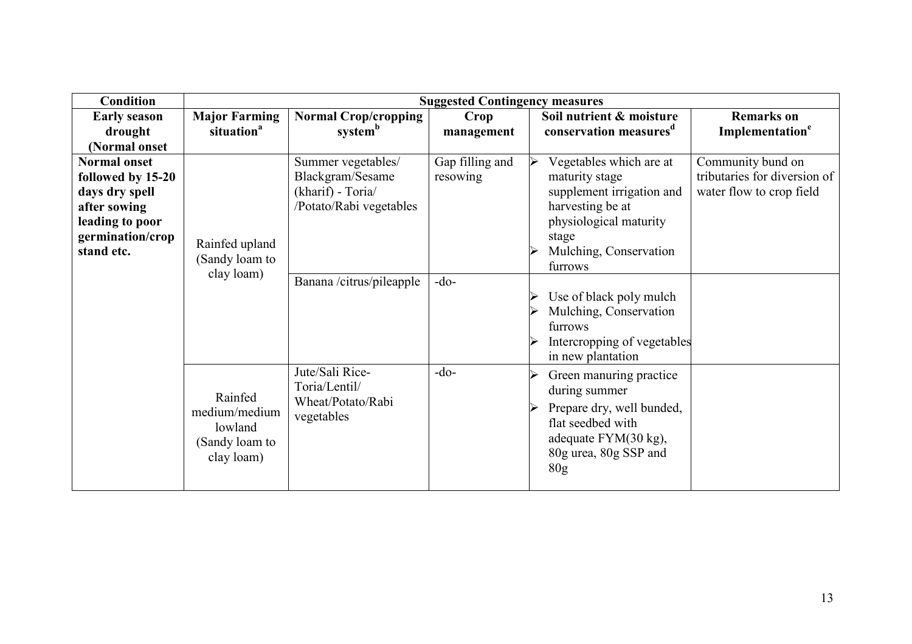| Condition | Suggested Contingency measures | | | | |
|---|---|---|---|---|---|
| **Early season drought (Normal onset** | **Major Farming situation[a]** | **Normal Crop/cropping system[b]** | **Crop management** | **Soil nutrient & moisture conservation measures[d]** | **Remarks on Implementation[e]** |
| **Normal onset followed by 15-20 days dry spell after sowing leading to poor germination/crop stand etc.** | Rainfed upland (Sandy loam to clay loam) | Summer vegetables/ Blackgram/Sesame (kharif) - Toria/ /Potato/Rabi vegetables | Gap filling and resowing | ➢ Vegetables which are at maturity stage supplement irrigation and harvesting be at physiological maturity stage<br>➢ Mulching, Conservation furrows | Community bund on tributaries for diversion of water flow to crop field |
| | | Banana /citrus/pileapple | -do- | ➢ Use of black poly mulch<br>➢ Mulching, Conservation furrows<br>➢ Intercropping of vegetables in new plantation | |
| | Rainfed medium/medium lowland (Sandy loam to clay loam) | Jute/Sali Rice-Toria/Lentil/ Wheat/Potato/Rabi vegetables | -do- | ➢ Green manuring practice during summer<br>➢ Prepare dry, well bunded, flat seedbed with adequate FYM(30 kg), 80g urea, 80g SSP and 80g | |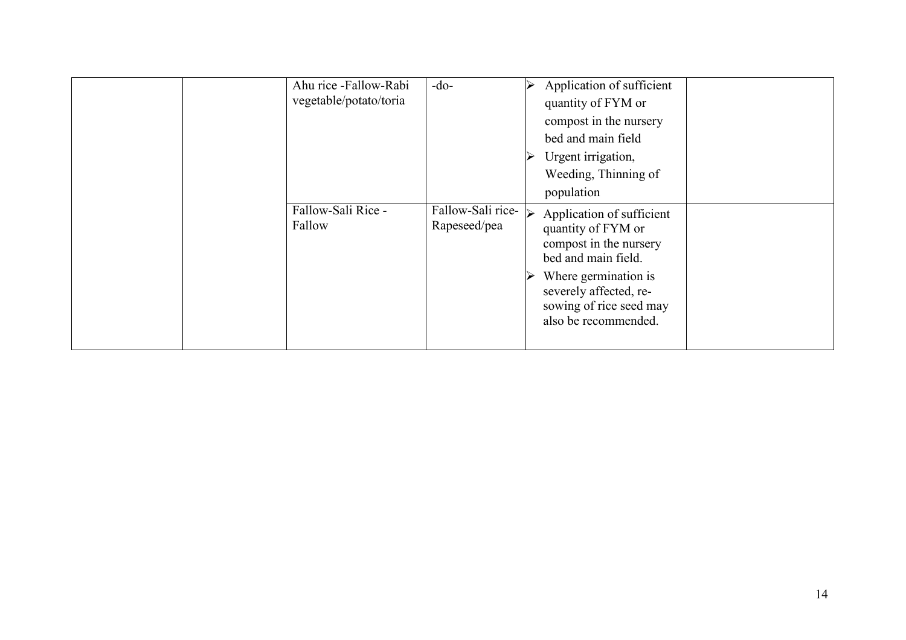|  |  |  |  |  |  |
|---|---|---|---|---|---|
|  |  | Ahu rice -Fallow-Rabi vegetable/potato/toria | -do- | ➢ Application of sufficient quantity of FYM or compost in the nursery bed and main field<br>➢ Urgent irrigation, Weeding, Thinning of population |  |
|  |  | Fallow-Sali Rice - Fallow | Fallow-Sali rice-Rapeseed/pea | ➢ Application of sufficient quantity of FYM or compost in the nursery bed and main field.<br>➢ Where germination is severely affected, re-sowing of rice seed may also be recommended. |  |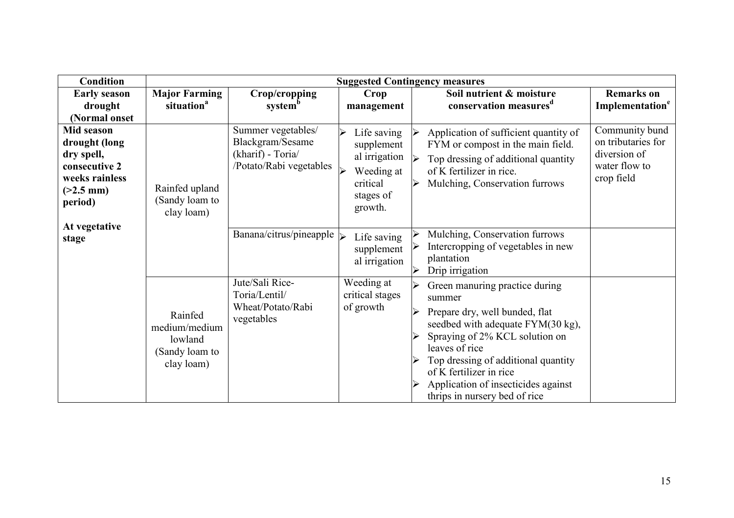| Condition | Suggested Contingency measures | | | | |
|---|---|---|---|---|---|
| Early season drought (Normal onset | Major Farming situation[a] | Crop/cropping system[b] | Crop management | Soil nutrient & moisture conservation measures[d] | Remarks on Implementation[e] |
| **Mid season drought (long dry spell, consecutive 2 weeks rainless (>2.5 mm) period)**<br><br>**At vegetative stage** | Rainfed upland (Sandy loam to clay loam) | Summer vegetables/ Blackgram/Sesame (kharif) - Toria/ /Potato/Rabi vegetables | ➢ Life saving supplemental irrigation<br>➢ Weeding at critical stages of growth. | ➢ Application of sufficient quantity of FYM or compost in the main field.<br>➢ Top dressing of additional quantity of K fertilizer in rice.<br>➢ Mulching, Conservation furrows | Community bund on tributaries for diversion of water flow to crop field |
| | | Banana/citrus/pineapple | ➢ Life saving supplemental irrigation | ➢ Mulching, Conservation furrows<br>➢ Intercropping of vegetables in new plantation<br>➢ Drip irrigation | |
| | Rainfed medium/medium lowland (Sandy loam to clay loam) | Jute/Sali Rice-Toria/Lentil/ Wheat/Potato/Rabi vegetables | Weeding at critical stages of growth | ➢ Green manuring practice during summer<br>➢ Prepare dry, well bunded, flat seedbed with adequate FYM(30 kg),<br>➢ Spraying of 2% KCL solution on leaves of rice<br>➢ Top dressing of additional quantity of K fertilizer in rice<br>➢ Application of insecticides against thrips in nursery bed of rice | |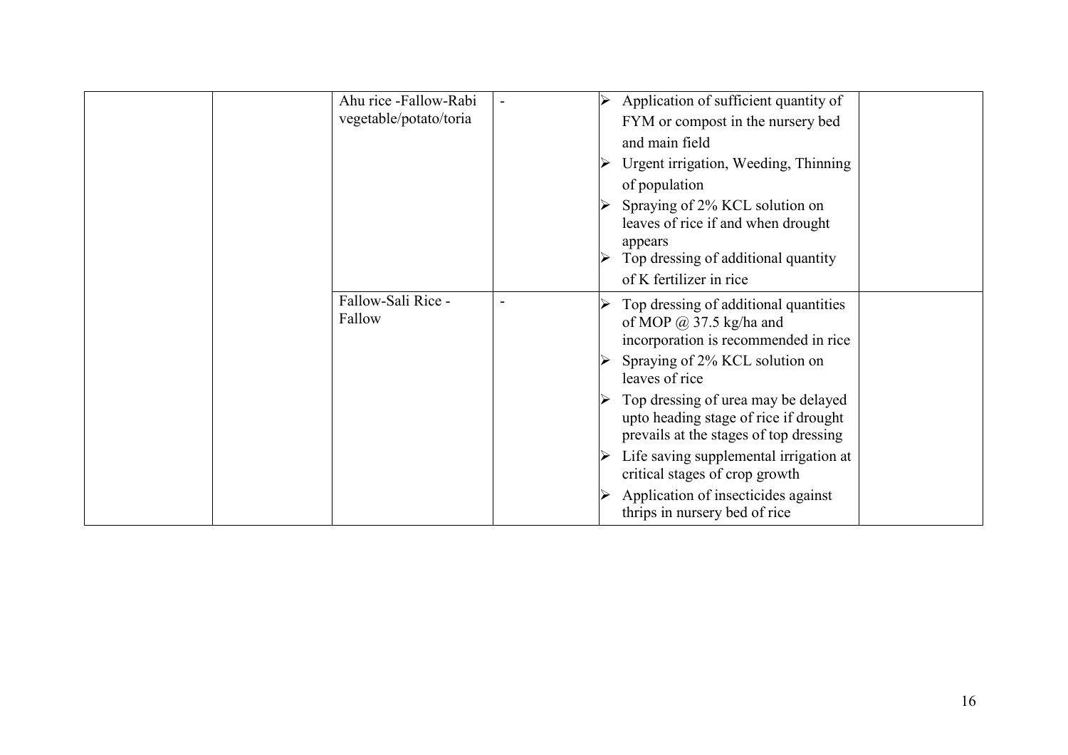|  |  |  |  |  |  |
|---|---|---|---|---|---|
|  |  | Ahu rice -Fallow-Rabi vegetable/potato/toria | - | ➢ Application of sufficient quantity of FYM or compost in the nursery bed and main field<br>➢ Urgent irrigation, Weeding, Thinning of population<br>➢ Spraying of 2% KCL solution on leaves of rice if and when drought appears<br>➢ Top dressing of additional quantity of K fertilizer in rice |  |
|  |  | Fallow-Sali Rice - Fallow | - | ➢ Top dressing of additional quantities of MOP @ 37.5 kg/ha and incorporation is recommended in rice<br>➢ Spraying of 2% KCL solution on leaves of rice<br>➢ Top dressing of urea may be delayed upto heading stage of rice if drought prevails at the stages of top dressing<br>➢ Life saving supplemental irrigation at critical stages of crop growth<br>➢ Application of insecticides against thrips in nursery bed of rice |  |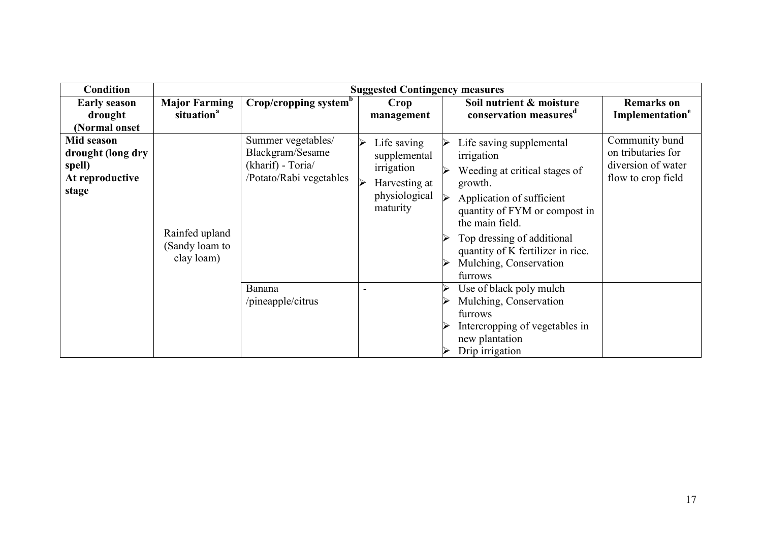| Condition | Suggested Contingency measures | | | | |
|---|---|---|---|---|---|
| Early season drought (Normal onset | Major Farming situation[a] | Crop/cropping system[b] | Crop management | Soil nutrient & moisture conservation measures[d] | Remarks on Implementation[e] |
| Mid season drought (long dry spell) At reproductive stage | Rainfed upland (Sandy loam to clay loam) | Summer vegetables/ Blackgram/Sesame (kharif) - Toria/ /Potato/Rabi vegetables | ➢ Life saving supplemental irrigation ➢ Harvesting at physiological maturity | ➢ Life saving supplemental irrigation ➢ Weeding at critical stages of growth. ➢ Application of sufficient quantity of FYM or compost in the main field. ➢ Top dressing of additional quantity of K fertilizer in rice. ➢ Mulching, Conservation furrows | Community bund on tributaries for diversion of water flow to crop field |
| | | Banana /pineapple/citrus | - | ➢ Use of black poly mulch ➢ Mulching, Conservation furrows ➢ Intercropping of vegetables in new plantation ➢ Drip irrigation | |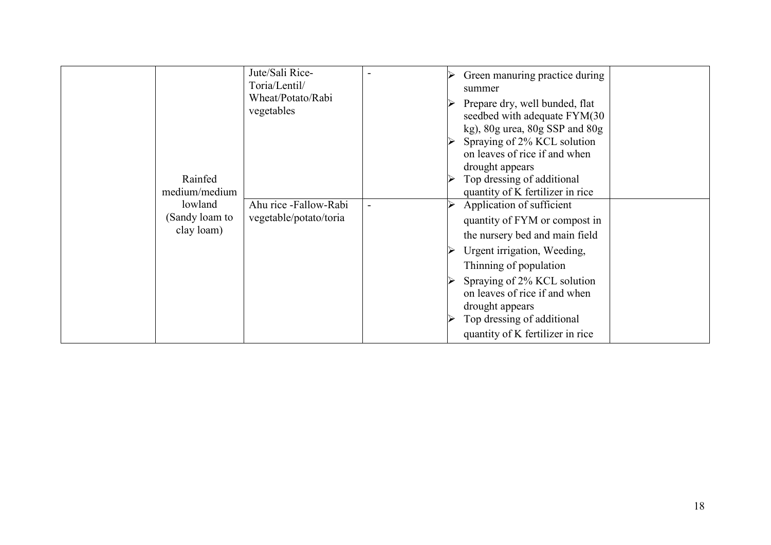| | | | | | |
|---|---|---|---|---|---|
| | Rainfed medium/medium lowland (Sandy loam to clay loam) | Jute/Sali Rice-Toria/Lentil/ Wheat/Potato/Rabi vegetables | - | ➢ Green manuring practice during summer<br>➢ Prepare dry, well bunded, flat seedbed with adequate FYM(30 kg), 80g urea, 80g SSP and 80g<br>➢ Spraying of 2% KCL solution on leaves of rice if and when drought appears<br>➢ Top dressing of additional quantity of K fertilizer in rice | |
| | | Ahu rice -Fallow-Rabi vegetable/potato/toria | - | ➢ Application of sufficient quantity of FYM or compost in the nursery bed and main field<br>➢ Urgent irrigation, Weeding, Thinning of population<br>➢ Spraying of 2% KCL solution on leaves of rice if and when drought appears<br>➢ Top dressing of additional quantity of K fertilizer in rice | |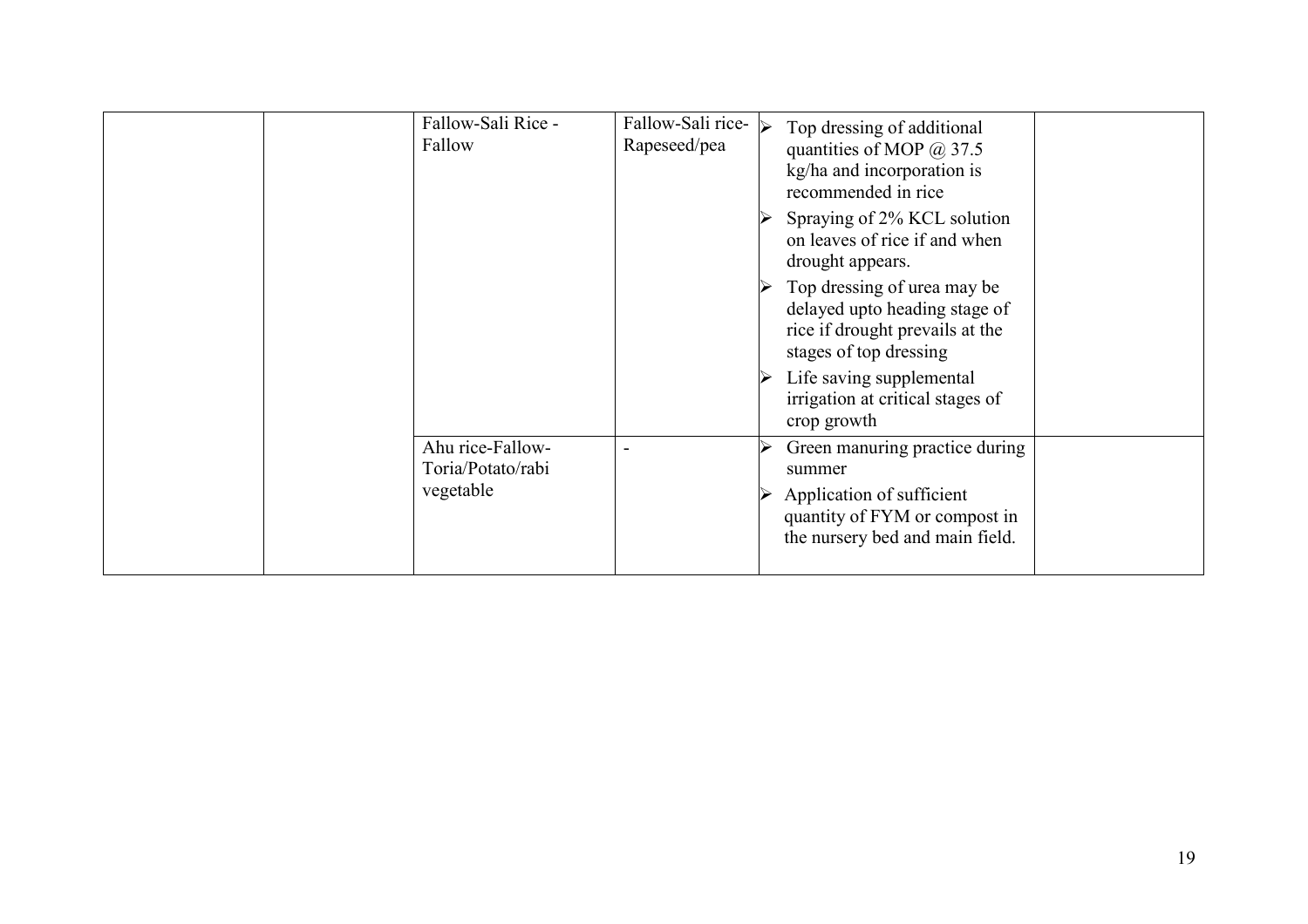|  |  | Fallow-Sali Rice - Fallow | Fallow-Sali rice-Rapeseed/pea | ➢ Top dressing of additional quantities of MOP @ 37.5 kg/ha and incorporation is recommended in rice<br>➢ Spraying of 2% KCL solution on leaves of rice if and when drought appears.<br>➢ Top dressing of urea may be delayed upto heading stage of rice if drought prevails at the stages of top dressing<br>➢ Life saving supplemental irrigation at critical stages of crop growth |  |
|---|---|---|---|---|---|
|  |  | Ahu rice-Fallow-Toria/Potato/rabi vegetable | - | ➢ Green manuring practice during summer<br>➢ Application of sufficient quantity of FYM or compost in the nursery bed and main field. |  |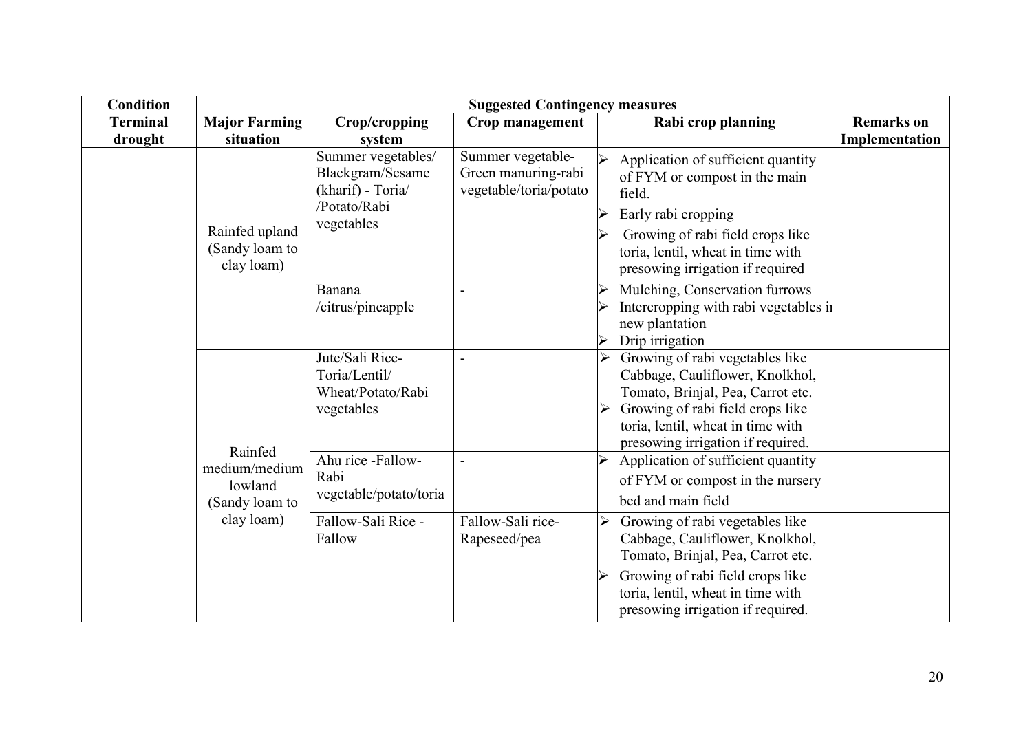| Condition | Suggested Contingency measures | | | | |
|---|---|---|---|---|---|
| Terminal drought | Major Farming situation | Crop/cropping system | Crop management | Rabi crop planning | Remarks on Implementation |
| | Rainfed upland (Sandy loam to clay loam) | Summer vegetables/ Blackgram/Sesame (kharif) - Toria/ /Potato/Rabi vegetables | Summer vegetable-Green manuring-rabi vegetable/toria/potato | ➢ Application of sufficient quantity of FYM or compost in the main field.<br>➢ Early rabi cropping<br>➢ Growing of rabi field crops like toria, lentil, wheat in time with presowing irrigation if required | |
| | | Banana /citrus/pineapple | - | ➢ Mulching, Conservation furrows<br>➢ Intercropping with rabi vegetables in new plantation<br>➢ Drip irrigation | |
| | Rainfed medium/medium lowland (Sandy loam to clay loam) | Jute/Sali Rice-Toria/Lentil/ Wheat/Potato/Rabi vegetables | - | ➢ Growing of rabi vegetables like Cabbage, Cauliflower, Knolkhol, Tomato, Brinjal, Pea, Carrot etc.<br>➢ Growing of rabi field crops like toria, lentil, wheat in time with presowing irrigation if required. | |
| | | Ahu rice -Fallow-Rabi vegetable/potato/toria | - | ➢ Application of sufficient quantity of FYM or compost in the nursery bed and main field | |
| | | Fallow-Sali Rice - Fallow | Fallow-Sali rice-Rapeseed/pea | ➢ Growing of rabi vegetables like Cabbage, Cauliflower, Knolkhol, Tomato, Brinjal, Pea, Carrot etc.<br>➢ Growing of rabi field crops like toria, lentil, wheat in time with presowing irrigation if required. | |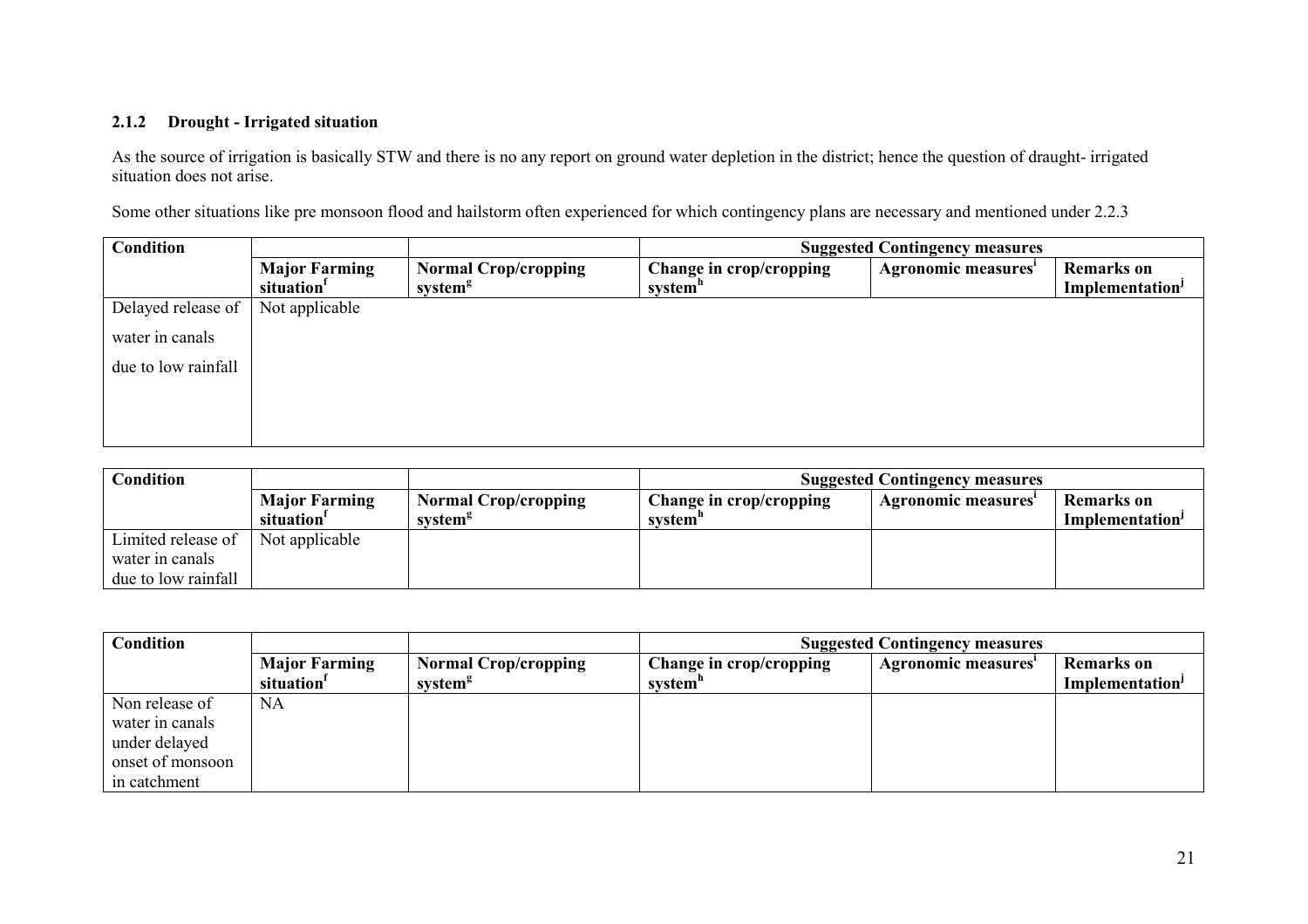### 2.1.2 Drought - Irrigated situation

As the source of irrigation is basically STW and there is no any report on ground water depletion in the district; hence the question of draught- irrigated situation does not arise.

Some other situations like pre monsoon flood and hailstorm often experienced for which contingency plans are necessary and mentioned under 2.2.3

| Condition | | | Suggested Contingency measures | | |
|---|---|---|---|---|---|
| | Major Farming situation[f] | Normal Crop/cropping system[g] | Change in crop/cropping system[h] | Agronomic measures[i] | Remarks on Implementation[j] |
| Delayed release of water in canals due to low rainfall | Not applicable | | | | |

| Condition | | | Suggested Contingency measures | | |
|---|---|---|---|---|---|
| | Major Farming situation[f] | Normal Crop/cropping system[g] | Change in crop/cropping system[h] | Agronomic measures[i] | Remarks on Implementation[j] |
| Limited release of water in canals due to low rainfall | Not applicable | | | | |

| Condition | | | Suggested Contingency measures | | |
|---|---|---|---|---|---|
| | Major Farming situation[f] | Normal Crop/cropping system[g] | Change in crop/cropping system[h] | Agronomic measures[i] | Remarks on Implementation[j] |
| Non release of water in canals under delayed onset of monsoon in catchment | NA | | | | |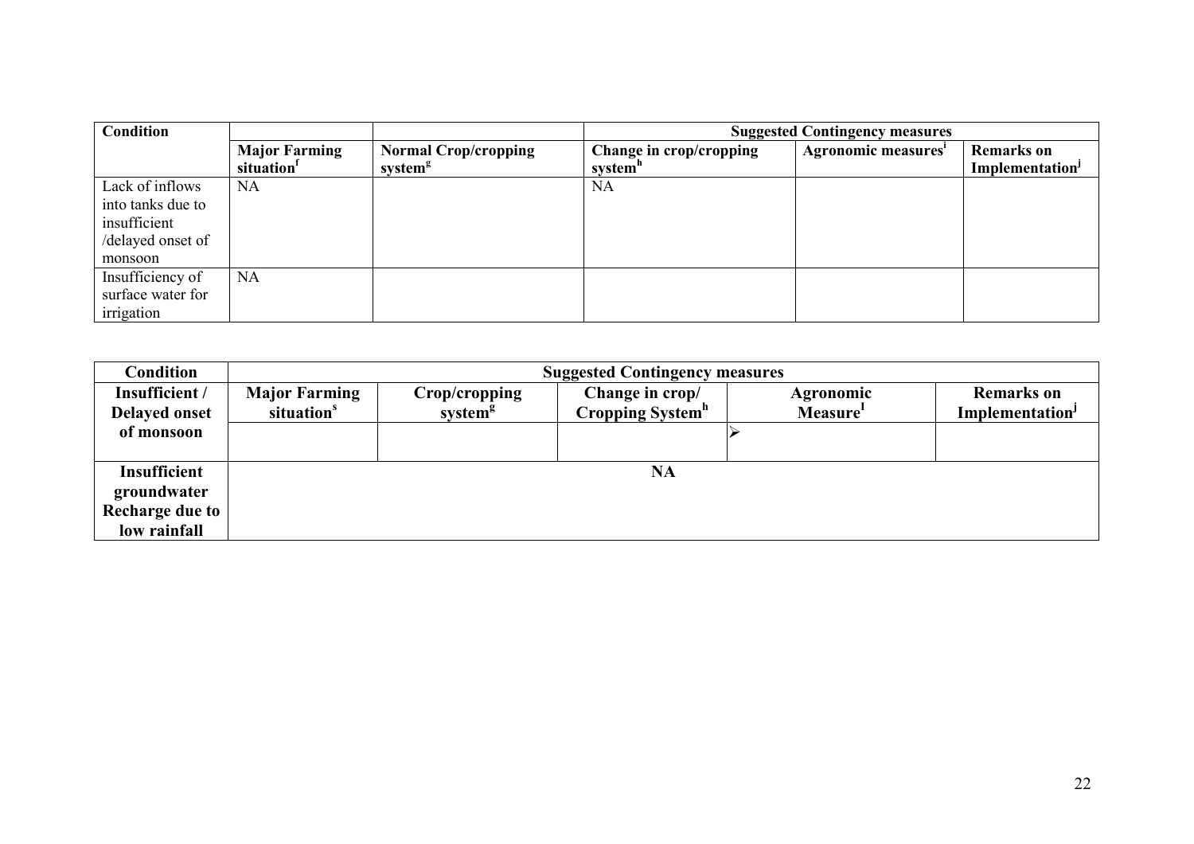| Condition | | | Suggested Contingency measures | | |
|---|---|---|---|---|---|
| | Major Farming situation[f] | Normal Crop/cropping system[g] | Change in crop/cropping system[h] | Agronomic measures[i] | Remarks on Implementation[j] |
| Lack of inflows into tanks due to insufficient /delayed onset of monsoon | NA | | NA | | |
| Insufficiency of surface water for irrigation | NA | | | | |

| Condition | Suggested Contingency measures | | | | |
|---|---|---|---|---|---|
| Insufficient / Delayed onset of monsoon | Major Farming situation[s] | Crop/cropping system[g] | Change in crop/ Cropping System[h] | Agronomic Measure[I] | Remarks on Implementation[j] |
| | | | | ➢ | |
| Insufficient groundwater Recharge due to low rainfall | NA | | | | |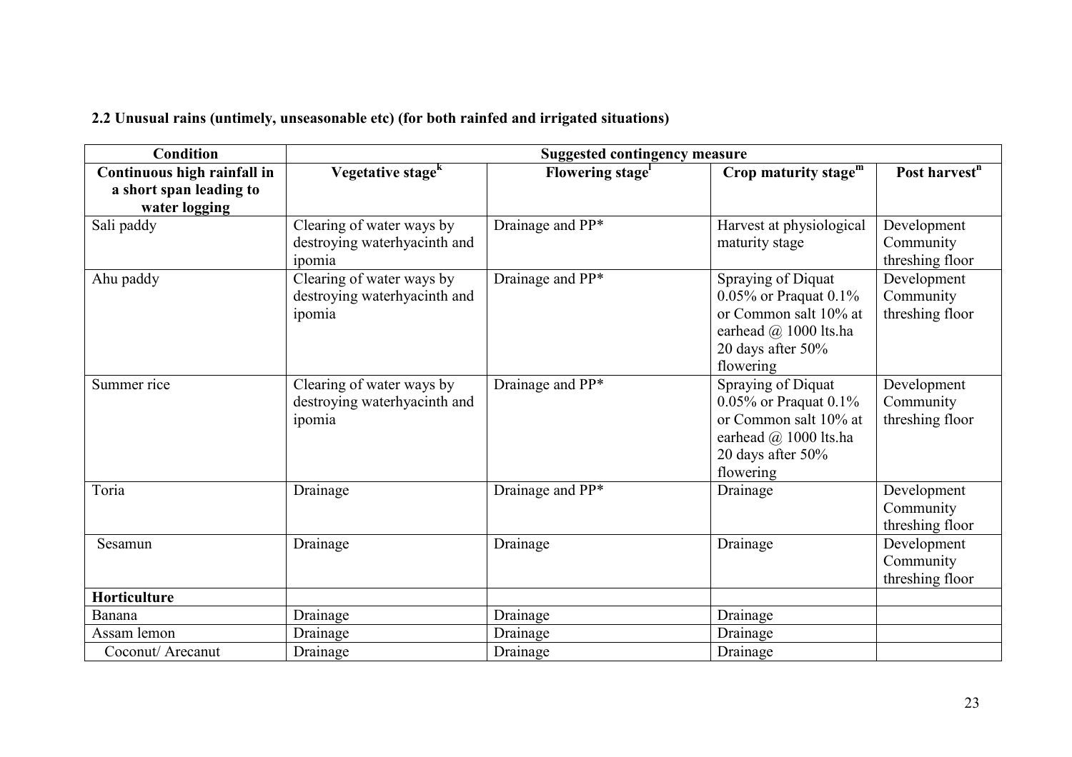**2.2 Unusual rains (untimely, unseasonable etc) (for both rainfed and irrigated situations)**

| Condition | Suggested contingency measure | | | |
|---|---|---|---|---|
| **Continuous high rainfall in a short span leading to water logging** | **Vegetative stage[k]** | **Flowering stage[l]** | **Crop maturity stage[m]** | **Post harvest[n]** |
| Sali paddy | Clearing of water ways by destroying waterhyacinth and ipomia | Drainage and PP* | Harvest at physiological maturity stage | Development Community threshing floor |
| Ahu paddy | Clearing of water ways by destroying waterhyacinth and ipomia | Drainage and PP* | Spraying of Diquat 0.05% or Praquat 0.1% or Common salt 10% at earhead @ 1000 lts.ha 20 days after 50% flowering | Development Community threshing floor |
| Summer rice | Clearing of water ways by destroying waterhyacinth and ipomia | Drainage and PP* | Spraying of Diquat 0.05% or Praquat 0.1% or Common salt 10% at earhead @ 1000 lts.ha 20 days after 50% flowering | Development Community threshing floor |
| Toria | Drainage | Drainage and PP* | Drainage | Development Community threshing floor |
| Sesamun | Drainage | Drainage | Drainage | Development Community threshing floor |
| **Horticulture** | | | | |
| Banana | Drainage | Drainage | Drainage | |
| Assam lemon | Drainage | Drainage | Drainage | |
| Coconut/ Arecanut | Drainage | Drainage | Drainage | |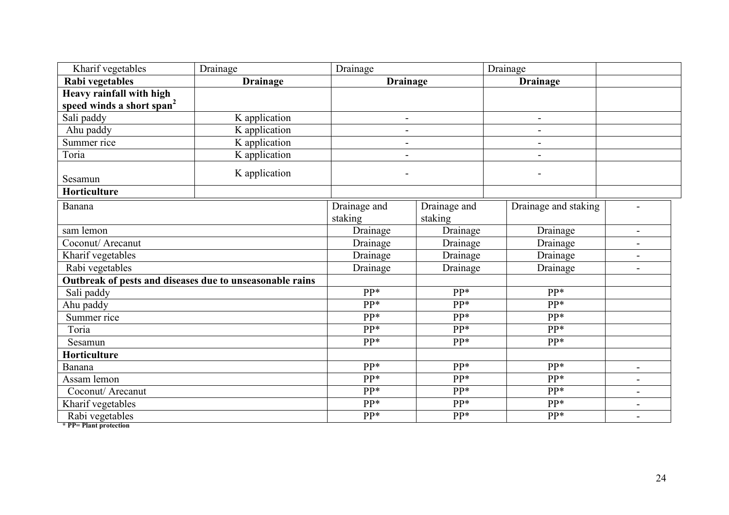| | | | | | |
|---|---|---|---|---|---|
| Kharif vegetables | Drainage | Drainage | | Drainage | |
| **Rabi vegetables** | **Drainage** | **Drainage** | | **Drainage** | |
| **Heavy rainfall with high speed winds a short span[2]** | | | | | |
| Sali paddy | K application | - | | - | |
| Ahu paddy | K application | - | | - | |
| Summer rice | K application | - | | - | |
| Toria | K application | - | | - | |
| Sesamun | K application | - | | - | |
| **Horticulture** | | | | | |
| Banana | | Drainage and staking | Drainage and staking | Drainage and staking | - |
| sam lemon | | Drainage | Drainage | Drainage | - |
| Coconut/ Arecanut | | Drainage | Drainage | Drainage | - |
| Kharif vegetables | | Drainage | Drainage | Drainage | - |
| Rabi vegetables | | Drainage | Drainage | Drainage | - |
| **Outbreak of pests and diseases due to unseasonable rains** | | | | | |
| Sali paddy | | PP* | PP* | PP* | |
| Ahu paddy | | PP* | PP* | PP* | |
| Summer rice | | PP* | PP* | PP* | |
| Toria | | PP* | PP* | PP* | |
| Sesamun | | PP* | PP* | PP* | |
| **Horticulture** | | | | | |
| Banana | | PP* | PP* | PP* | - |
| Assam lemon | | PP* | PP* | PP* | - |
| Coconut/ Arecanut | | PP* | PP* | PP* | - |
| Kharif vegetables | | PP* | PP* | PP* | - |
| Rabi vegetables | | PP* | PP* | PP* | - |

**\* PP= Plant protection**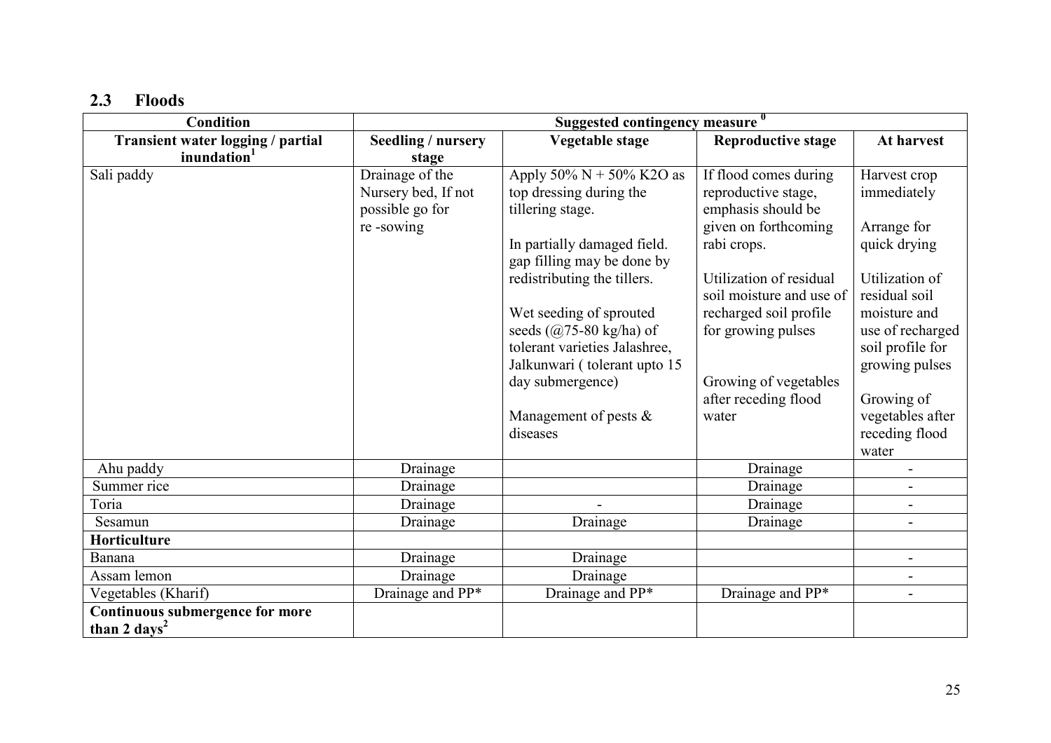## 2.3 Floods

| Condition | Suggested contingency measure [0] | | | |
|---|---|---|---|---|
| Transient water logging / partial inundation[1] | Seedling / nursery stage | Vegetable stage | Reproductive stage | At harvest |
| Sali paddy | Drainage of the Nursery bed, If not possible go for re -sowing | Apply 50% N + 50% K2O as top dressing during the tillering stage.<br><br>In partially damaged field. gap filling may be done by redistributing the tillers.<br><br>Wet seeding of sprouted seeds (@75-80 kg/ha) of tolerant varieties Jalashree, Jalkunwari ( tolerant upto 15 day submergence)<br><br>Management of pests & diseases | If flood comes during reproductive stage, emphasis should be given on forthcoming rabi crops.<br><br>Utilization of residual soil moisture and use of recharged soil profile for growing pulses<br><br>Growing of vegetables after receding flood water | Harvest crop immediately<br><br>Arrange for quick drying<br><br>Utilization of residual soil moisture and use of recharged soil profile for growing pulses<br><br>Growing of vegetables after receding flood water |
| Ahu paddy | Drainage | | Drainage | - |
| Summer rice | Drainage | | Drainage | - |
| Toria | Drainage | - | Drainage | - |
| Sesamun | Drainage | Drainage | Drainage | - |
| **Horticulture** | | | | |
| Banana | Drainage | Drainage | | - |
| Assam lemon | Drainage | Drainage | | - |
| Vegetables (Kharif) | Drainage and PP* | Drainage and PP* | Drainage and PP* | - |
| **Continuous submergence for more than 2 days[2]** | | | | |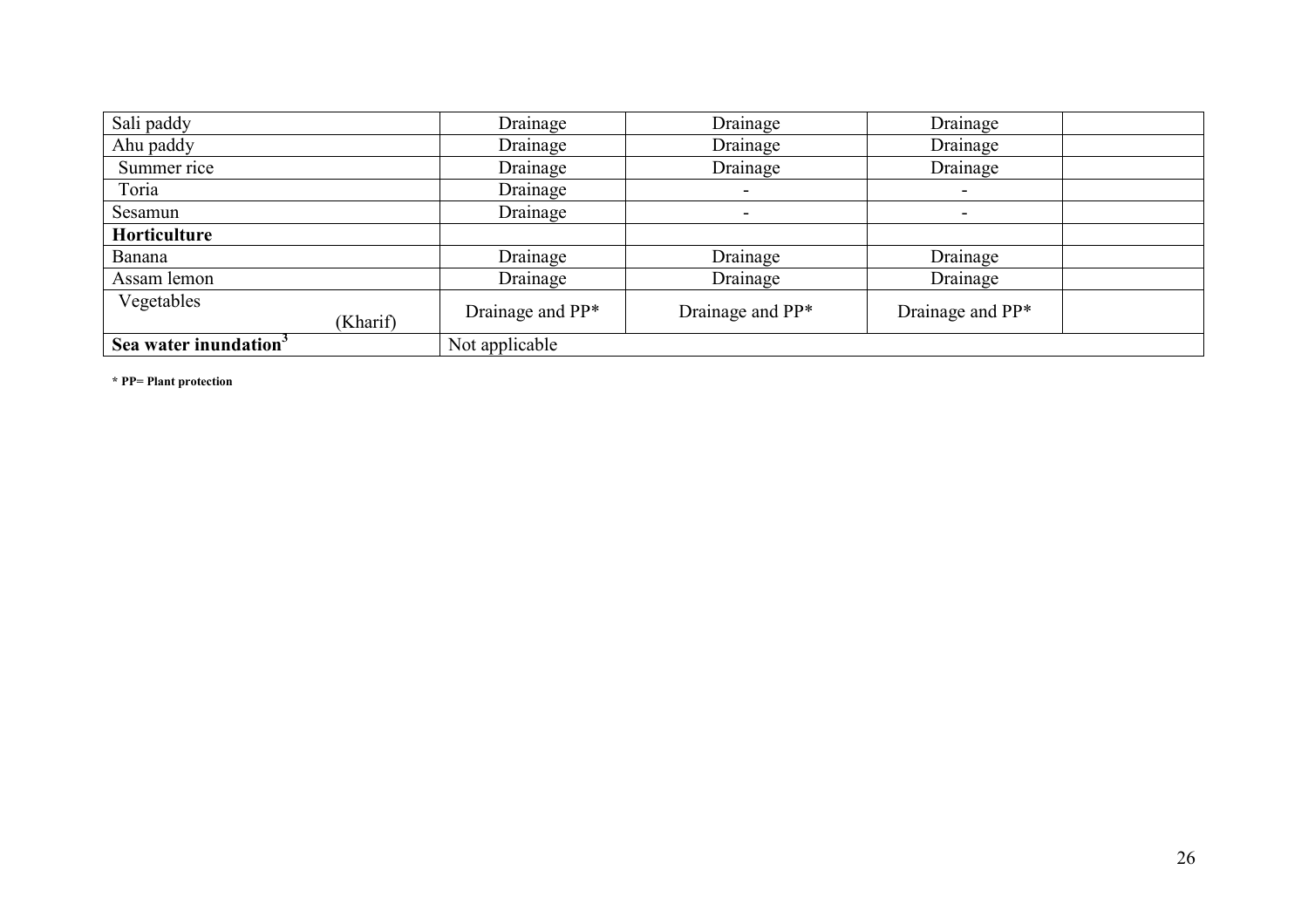| | | | | |
|---|---|---|---|---|
| Sali paddy | Drainage | Drainage | Drainage | |
| Ahu paddy | Drainage | Drainage | Drainage | |
| Summer rice | Drainage | Drainage | Drainage | |
| Toria | Drainage | - | - | |
| Sesamun | Drainage | - | - | |
| **Horticulture** | | | | |
| Banana | Drainage | Drainage | Drainage | |
| Assam lemon | Drainage | Drainage | Drainage | |
| Vegetables (Kharif) | Drainage and PP* | Drainage and PP* | Drainage and PP* | |
| **Sea water inundation**[3] | Not applicable | | | |

**\* PP= Plant protection**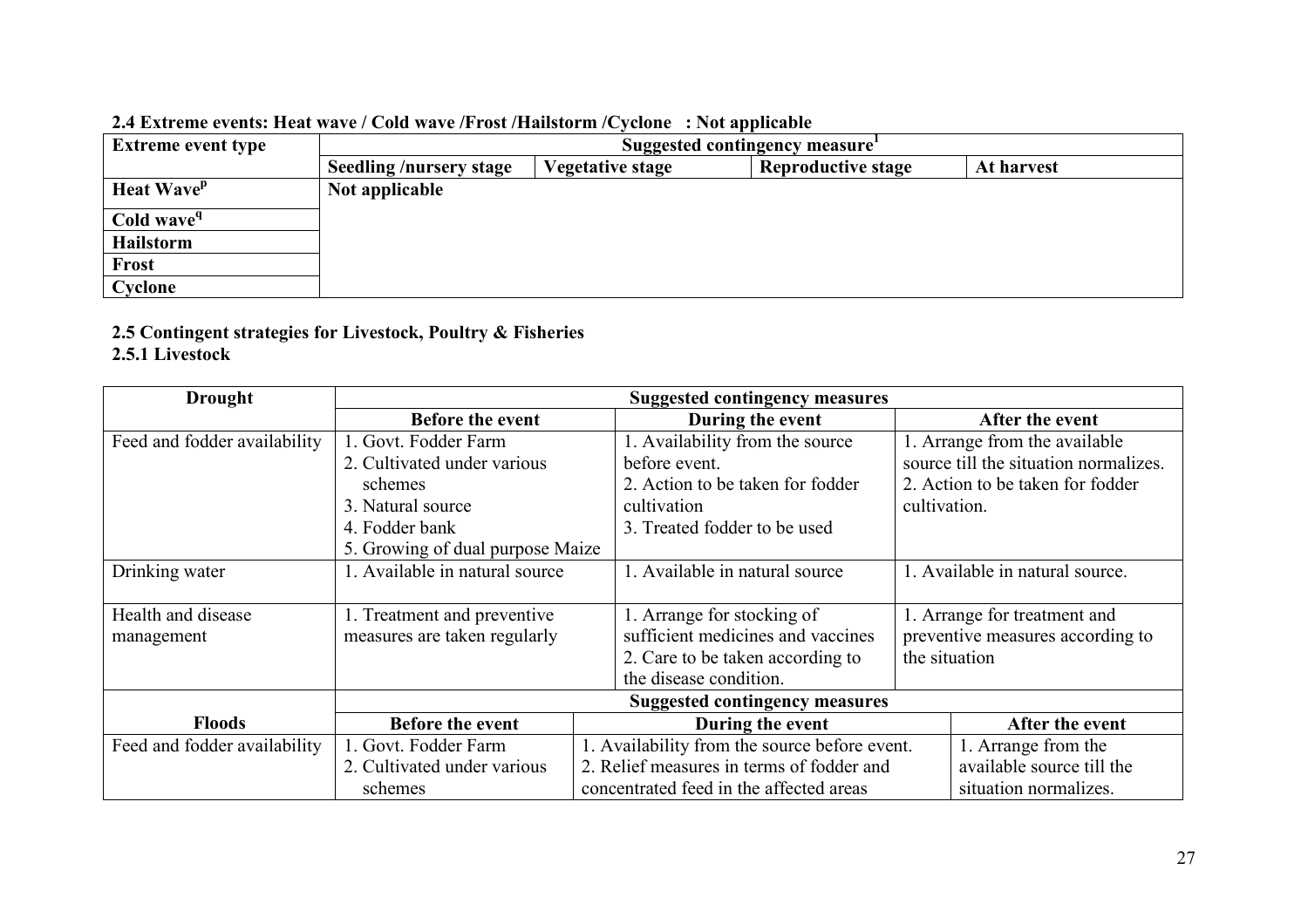### 2.4 Extreme events: Heat wave / Cold wave /Frost /Hailstorm /Cyclone : Not applicable

| Extreme event type | Suggested contingency measure[1] | | | |
|---|---|---|---|---|
| | Seedling /nursery stage | Vegetative stage | Reproductive stage | At harvest |
| **Heat Wave**[p] | Not applicable | | | |
| **Cold wave**[q] | | | | |
| **Hailstorm** | | | | |
| **Frost** | | | | |
| **Cyclone** | | | | |

### 2.5 Contingent strategies for Livestock, Poultry & Fisheries

#### 2.5.1 Livestock

| Drought | Suggested contingency measures | | |
|---|---|---|---|
| | **Before the event** | **During the event** | **After the event** |
| Feed and fodder availability | 1. Govt. Fodder Farm<br>2. Cultivated under various schemes<br>3. Natural source<br>4. Fodder bank<br>5. Growing of dual purpose Maize | 1. Availability from the source before event.<br>2. Action to be taken for fodder cultivation<br>3. Treated fodder to be used | 1. Arrange from the available source till the situation normalizes.<br>2. Action to be taken for fodder cultivation. |
| Drinking water | 1. Available in natural source | 1. Available in natural source | 1. Available in natural source. |
| Health and disease management | 1. Treatment and preventive measures are taken regularly | 1. Arrange for stocking of sufficient medicines and vaccines<br>2. Care to be taken according to the disease condition. | 1. Arrange for treatment and preventive measures according to the situation |

| Floods | Suggested contingency measures | | |
|---|---|---|---|
| | **Before the event** | **During the event** | **After the event** |
| Feed and fodder availability | 1. Govt. Fodder Farm<br>2. Cultivated under various schemes | 1. Availability from the source before event.<br>2. Relief measures in terms of fodder and concentrated feed in the affected areas | 1. Arrange from the available source till the situation normalizes. |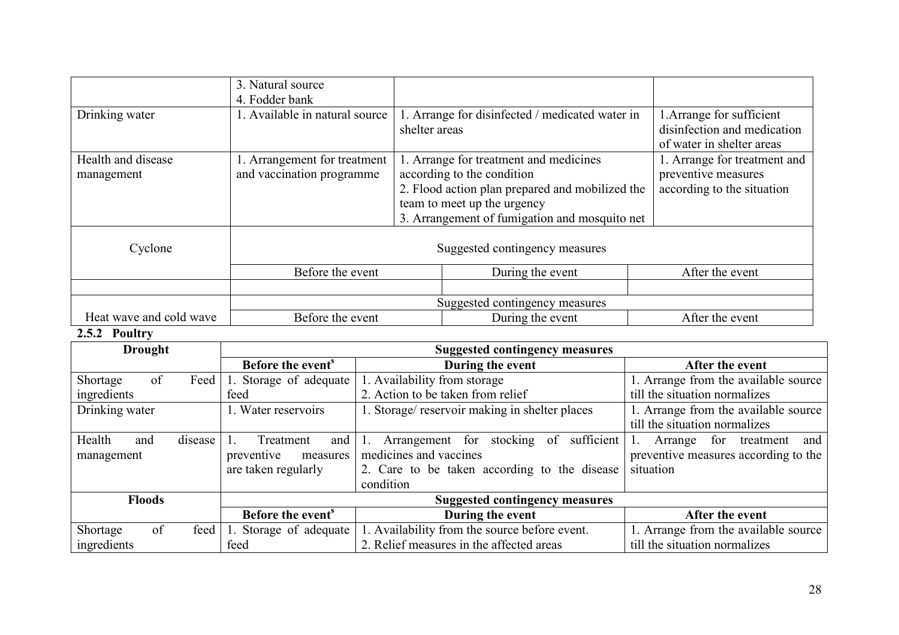| | | | |
|---|---|---|---|
| | 3. Natural source<br>4. Fodder bank | | |
| Drinking water | 1. Available in natural source | 1. Arrange for disinfected / medicated water in shelter areas | 1.Arrange for sufficient disinfection and medication of water in shelter areas |
| Health and disease management | 1. Arrangement for treatment and vaccination programme | 1. Arrange for treatment and medicines according to the condition<br>2. Flood action plan prepared and mobilized the team to meet up the urgency<br>3. Arrangement of fumigation and mosquito net | 1. Arrange for treatment and preventive measures according to the situation |

| Cyclone | Suggested contingency measures | | |
|---|---|---|---|
| | Before the event | During the event | After the event |
| | | | |

| Heat wave and cold wave | Suggested contingency measures | | |
|---|---|---|---|
| | Before the event | During the event | After the event |

### 2.5.2 Poultry

| Drought | Suggested contingency measures | | |
|---|---|---|---|
| | **Before the event**[s] | **During the event** | **After the event** |
| Shortage of Feed ingredients | 1. Storage of adequate feed | 1. Availability from storage<br>2. Action to be taken from relief | 1. Arrange from the available source till the situation normalizes |
| Drinking water | 1. Water reservoirs | 1. Storage/ reservoir making in shelter places | 1. Arrange from the available source till the situation normalizes |
| Health and disease management | 1. Treatment and preventive measures are taken regularly | 1. Arrangement for stocking of sufficient medicines and vaccines<br>2. Care to be taken according to the disease condition | 1. Arrange for treatment and preventive measures according to the situation |
| **Floods** | **Suggested contingency measures** | | |
| | **Before the event**[s] | **During the event** | **After the event** |
| Shortage of feed ingredients | 1. Storage of adequate feed | 1. Availability from the source before event.<br>2. Relief measures in the affected areas | 1. Arrange from the available source till the situation normalizes |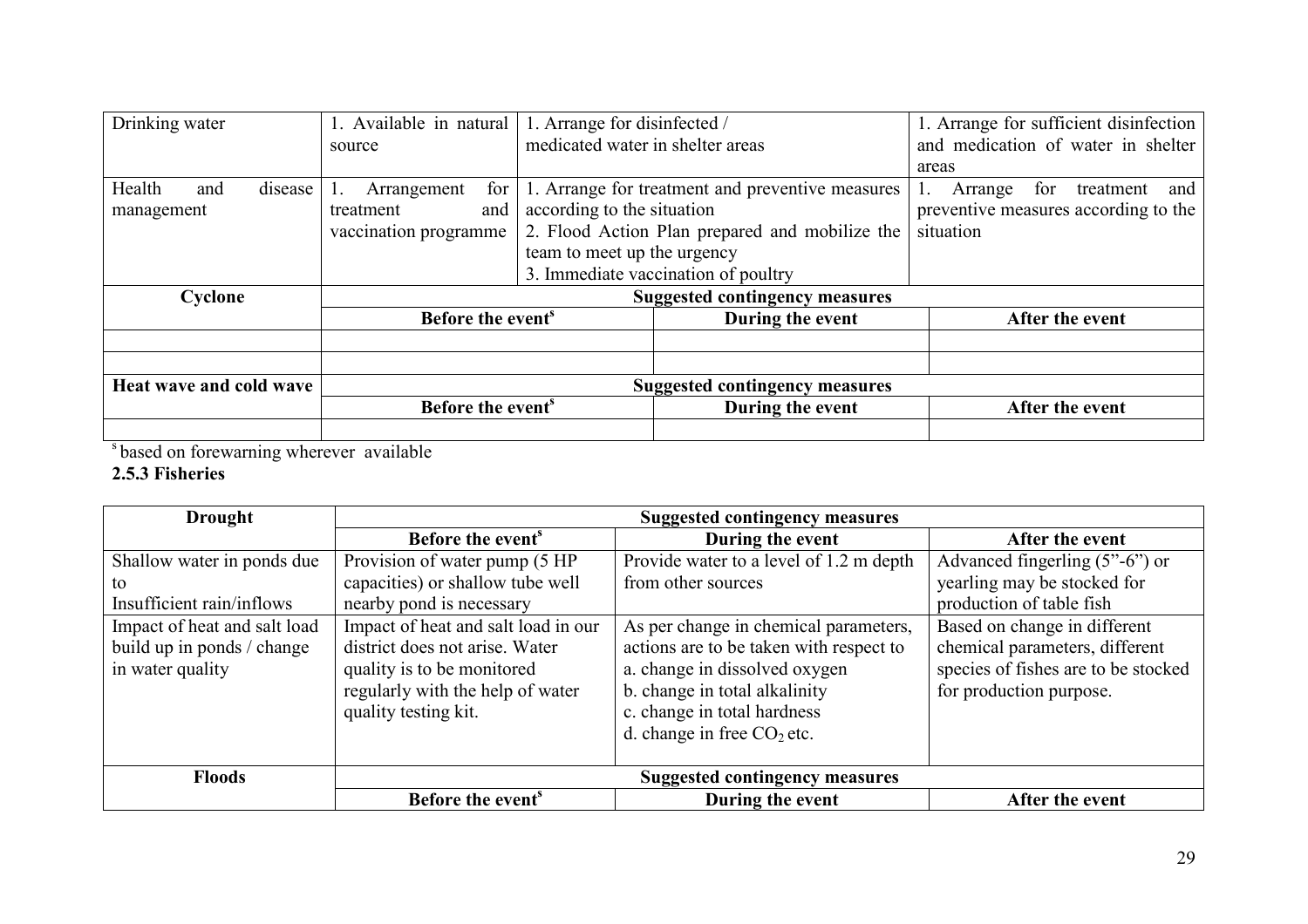| | | | |
|---|---|---|---|
| Drinking water | 1. Available in natural source | 1. Arrange for disinfected / medicated water in shelter areas | 1. Arrange for sufficient disinfection and medication of water in shelter areas |
| Health and disease management | 1. Arrangement for treatment and vaccination programme | 1. Arrange for treatment and preventive measures according to the situation<br>2. Flood Action Plan prepared and mobilize the team to meet up the urgency<br>3. Immediate vaccination of poultry | 1. Arrange for treatment and preventive measures according to the situation |
| **Cyclone** | **Suggested contingency measures** | | |
| | **Before the event[s]** | **During the event** | **After the event** |
| | | | |
| | | | |
| **Heat wave and cold wave** | **Suggested contingency measures** | | |
| | **Before the event[s]** | **During the event** | **After the event** |
| | | | |

[s] based on forewarning wherever available

**2.5.3 Fisheries**

| **Drought** | **Suggested contingency measures** | | |
|---|---|---|---|
| | **Before the event[s]** | **During the event** | **After the event** |
| Shallow water in ponds due to Insufficient rain/inflows | Provision of water pump (5 HP capacities) or shallow tube well nearby pond is necessary | Provide water to a level of 1.2 m depth from other sources | Advanced fingerling (5"-6") or yearling may be stocked for production of table fish |
| Impact of heat and salt load build up in ponds / change in water quality | Impact of heat and salt load in our district does not arise. Water quality is to be monitored regularly with the help of water quality testing kit. | As per change in chemical parameters, actions are to be taken with respect to<br>a. change in dissolved oxygen<br>b. change in total alkalinity<br>c. change in total hardness<br>d. change in free $CO_2$ etc. | Based on change in different chemical parameters, different species of fishes are to be stocked for production purpose. |
| **Floods** | **Suggested contingency measures** | | |
| | **Before the event[s]** | **During the event** | **After the event** |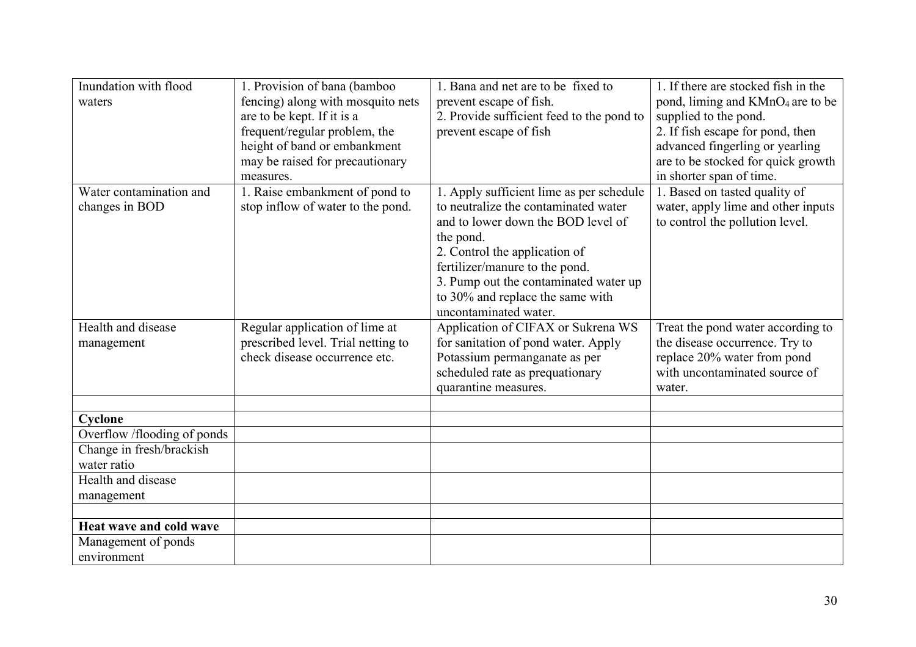| | | | |
|---|---|---|---|
| Inundation with flood waters | 1. Provision of bana (bamboo fencing) along with mosquito nets are to be kept. If it is a frequent/regular problem, the height of band or embankment may be raised for precautionary measures. | 1. Bana and net are to be fixed to prevent escape of fish.<br>2. Provide sufficient feed to the pond to prevent escape of fish | 1. If there are stocked fish in the pond, liming and $KMnO_4$ are to be supplied to the pond.<br>2. If fish escape for pond, then advanced fingerling or yearling are to be stocked for quick growth in shorter span of time. |
| Water contamination and changes in BOD | 1. Raise embankment of pond to stop inflow of water to the pond. | 1. Apply sufficient lime as per schedule to neutralize the contaminated water and to lower down the BOD level of the pond.<br>2. Control the application of fertilizer/manure to the pond.<br>3. Pump out the contaminated water up to 30% and replace the same with uncontaminated water. | 1. Based on tasted quality of water, apply lime and other inputs to control the pollution level. |
| Health and disease management | Regular application of lime at prescribed level. Trial netting to check disease occurrence etc. | Application of CIFAX or Sukrena WS for sanitation of pond water. Apply Potassium permanganate as per scheduled rate as prequationary quarantine measures. | Treat the pond water according to the disease occurrence. Try to replace 20% water from pond with uncontaminated source of water. |
| | | | |
| **Cyclone** | | | |
| Overflow /flooding of ponds | | | |
| Change in fresh/brackish water ratio | | | |
| Health and disease management | | | |
| | | | |
| **Heat wave and cold wave** | | | |
| Management of ponds environment | | | |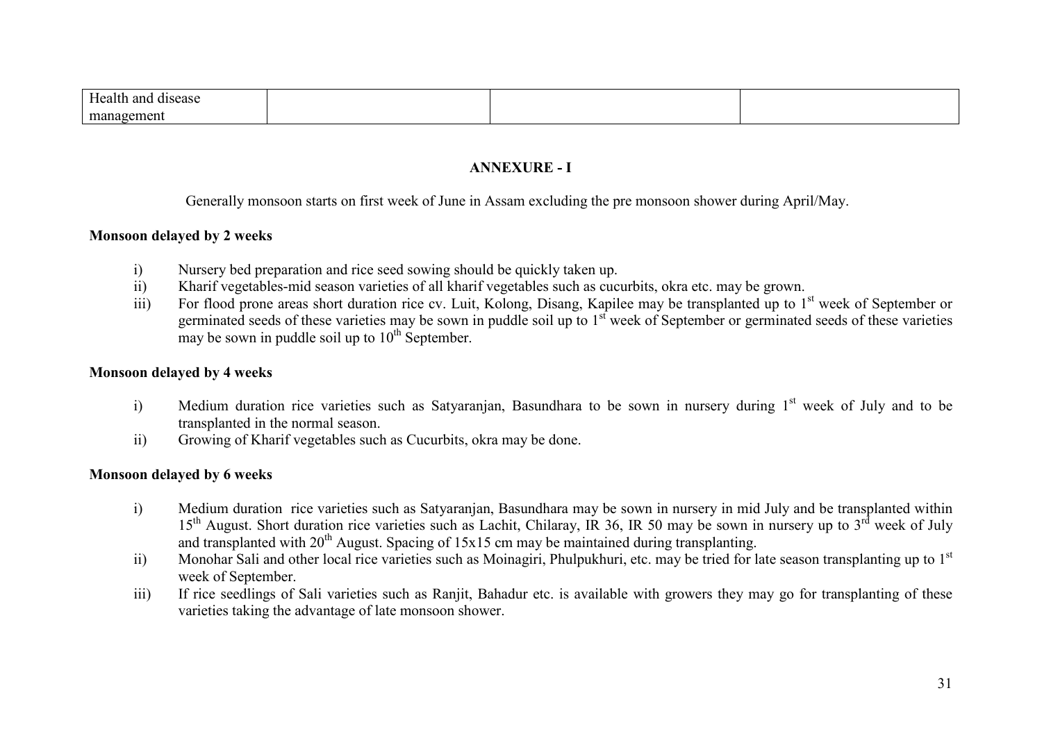| Health and disease management | | | |
|---|---|---|---|

## ANNEXURE - I

Generally monsoon starts on first week of June in Assam excluding the pre monsoon shower during April/May.

**Monsoon delayed by 2 weeks**

i) Nursery bed preparation and rice seed sowing should be quickly taken up.

ii) Kharif vegetables-mid season varieties of all kharif vegetables such as cucurbits, okra etc. may be grown.

iii) For flood prone areas short duration rice cv. Luit, Kolong, Disang, Kapilee may be transplanted up to 1st week of September or germinated seeds of these varieties may be sown in puddle soil up to 1st week of September or germinated seeds of these varieties may be sown in puddle soil up to 10th September.

**Monsoon delayed by 4 weeks**

i) Medium duration rice varieties such as Satyaranjan, Basundhara to be sown in nursery during 1st week of July and to be transplanted in the normal season.

ii) Growing of Kharif vegetables such as Cucurbits, okra may be done.

**Monsoon delayed by 6 weeks**

i) Medium duration rice varieties such as Satyaranjan, Basundhara may be sown in nursery in mid July and be transplanted within 15th August. Short duration rice varieties such as Lachit, Chilaray, IR 36, IR 50 may be sown in nursery up to 3rd week of July and transplanted with 20th August. Spacing of 15x15 cm may be maintained during transplanting.

ii) Monohar Sali and other local rice varieties such as Moinagiri, Phulpukhuri, etc. may be tried for late season transplanting up to 1st week of September.

iii) If rice seedlings of Sali varieties such as Ranjit, Bahadur etc. is available with growers they may go for transplanting of these varieties taking the advantage of late monsoon shower.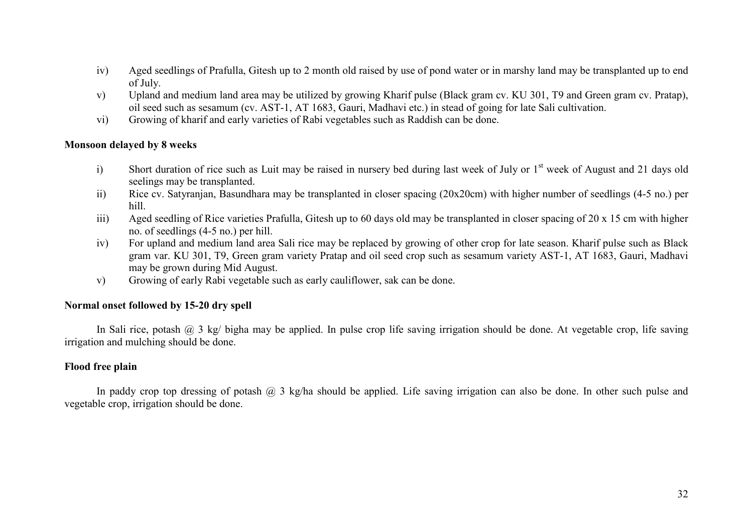iv) Aged seedlings of Prafulla, Gitesh up to 2 month old raised by use of pond water or in marshy land may be transplanted up to end of July.

v) Upland and medium land area may be utilized by growing Kharif pulse (Black gram cv. KU 301, T9 and Green gram cv. Pratap), oil seed such as sesamum (cv. AST-1, AT 1683, Gauri, Madhavi etc.) in stead of going for late Sali cultivation.

vi) Growing of kharif and early varieties of Rabi vegetables such as Raddish can be done.

**Monsoon delayed by 8 weeks**

i) Short duration of rice such as Luit may be raised in nursery bed during last week of July or 1st week of August and 21 days old seelings may be transplanted.

ii) Rice cv. Satyranjan, Basundhara may be transplanted in closer spacing (20x20cm) with higher number of seedlings (4-5 no.) per hill.

iii) Aged seedling of Rice varieties Prafulla, Gitesh up to 60 days old may be transplanted in closer spacing of 20 x 15 cm with higher no. of seedlings (4-5 no.) per hill.

iv) For upland and medium land area Sali rice may be replaced by growing of other crop for late season. Kharif pulse such as Black gram var. KU 301, T9, Green gram variety Pratap and oil seed crop such as sesamum variety AST-1, AT 1683, Gauri, Madhavi may be grown during Mid August.

v) Growing of early Rabi vegetable such as early cauliflower, sak can be done.

**Normal onset followed by 15-20 dry spell**

In Sali rice, potash @ 3 kg/ bigha may be applied. In pulse crop life saving irrigation should be done. At vegetable crop, life saving irrigation and mulching should be done.

**Flood free plain**

In paddy crop top dressing of potash @ 3 kg/ha should be applied. Life saving irrigation can also be done. In other such pulse and vegetable crop, irrigation should be done.